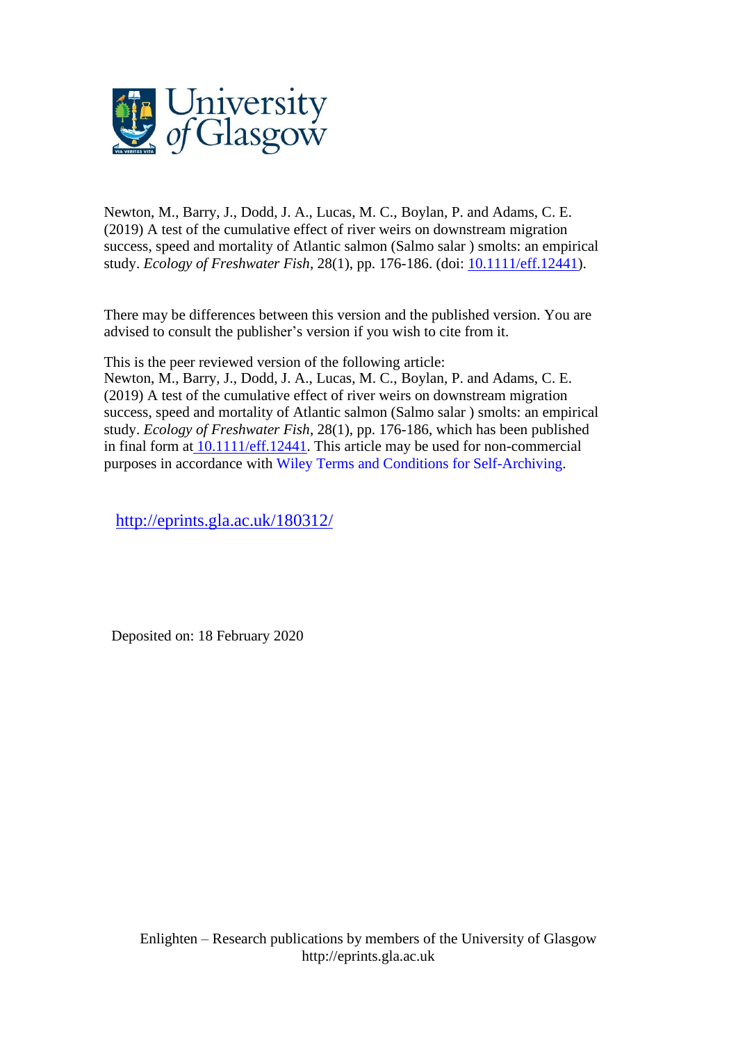University of Glasgow

Newton, M., Barry, J., Dodd, J. A., Lucas, M. C., Boylan, P. and Adams, C. E. (2019) A test of the cumulative effect of river weirs on downstream migration success, speed and mortality of Atlantic salmon (Salmo salar ) smolts: an empirical study. *Ecology of Freshwater Fish*, 28(1), pp. 176-186. (doi: [10.1111/eff.12441](10.1111/eff.12441)).

There may be differences between this version and the published version. You are advised to consult the publisher's version if you wish to cite from it.

This is the peer reviewed version of the following article:
Newton, M., Barry, J., Dodd, J. A., Lucas, M. C., Boylan, P. and Adams, C. E. (2019) A test of the cumulative effect of river weirs on downstream migration success, speed and mortality of Atlantic salmon (Salmo salar ) smolts: an empirical study. *Ecology of Freshwater Fish*, 28(1), pp. 176-186, which has been published in final form at [10.1111/eff.12441](10.1111/eff.12441). This article may be used for non-commercial purposes in accordance with Wiley Terms and Conditions for Self-Archiving.

http://eprints.gla.ac.uk/180312/

Deposited on: 18 February 2020

Enlighten – Research publications by members of the University of Glasgow
http://eprints.gla.ac.uk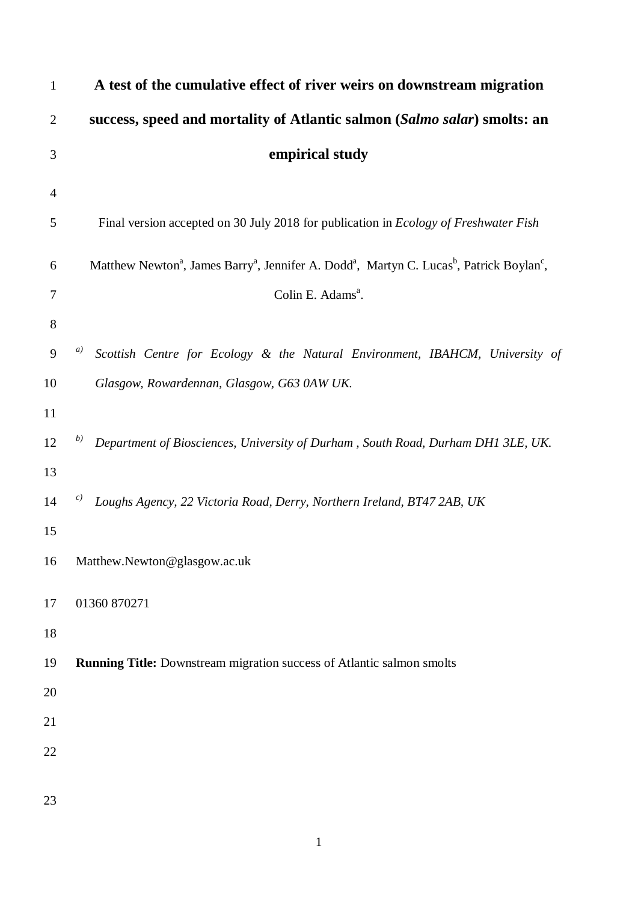# A test of the cumulative effect of river weirs on downstream migration success, speed and mortality of Atlantic salmon (*Salmo salar*) smolts: an empirical study

Final version accepted on 30 July 2018 for publication in *Ecology of Freshwater Fish*

Matthew Newton[a], James Barry[a], Jennifer A. Dodd[a], Martyn C. Lucas[b], Patrick Boylan[c], Colin E. Adams[a].

[a] *Scottish Centre for Ecology & the Natural Environment, IBAHCM, University of Glasgow, Rowardennan, Glasgow, G63 0AW UK.*

[b] *Department of Biosciences, University of Durham , South Road, Durham DH1 3LE, UK.*

[c] *Loughs Agency, 22 Victoria Road, Derry, Northern Ireland, BT47 2AB, UK*

Matthew.Newton@glasgow.ac.uk

01360 870271

**Running Title:** Downstream migration success of Atlantic salmon smolts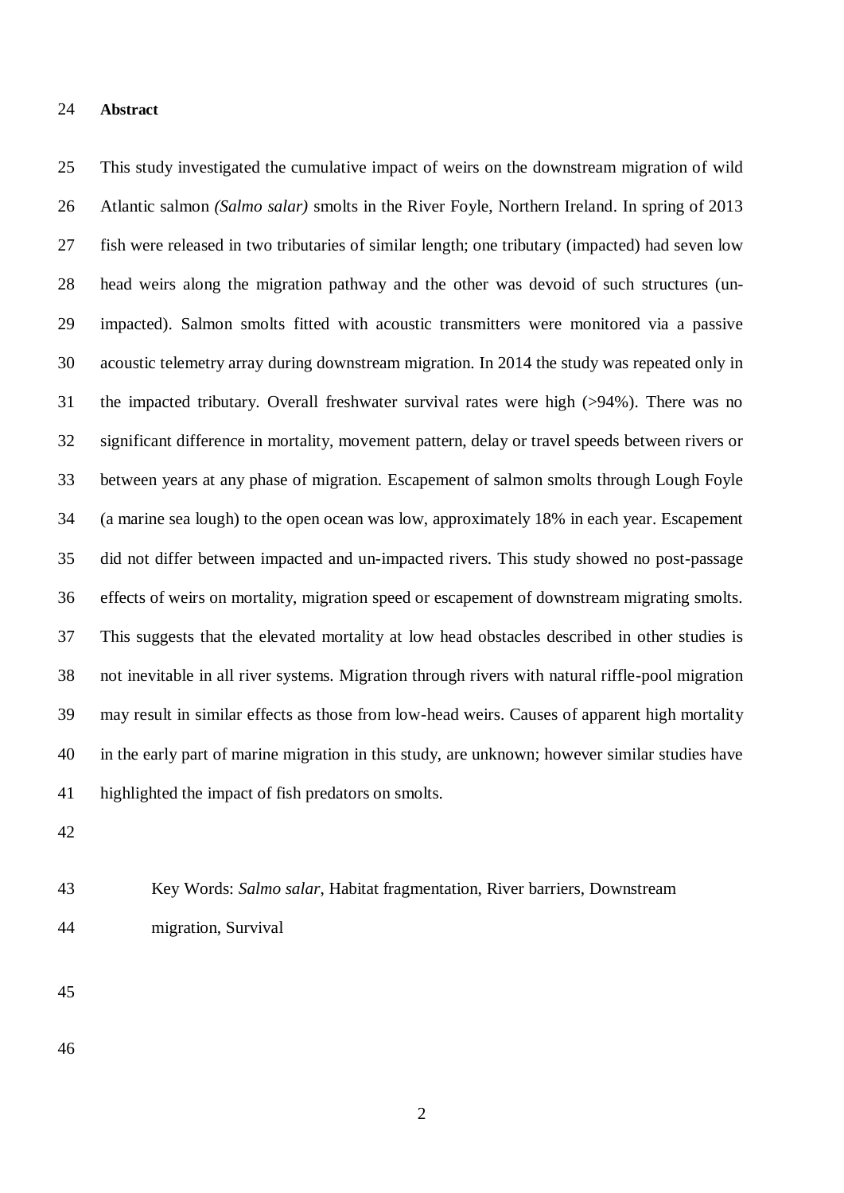## Abstract

This study investigated the cumulative impact of weirs on the downstream migration of wild Atlantic salmon *(Salmo salar)* smolts in the River Foyle, Northern Ireland. In spring of 2013 fish were released in two tributaries of similar length; one tributary (impacted) had seven low head weirs along the migration pathway and the other was devoid of such structures (un-impacted). Salmon smolts fitted with acoustic transmitters were monitored via a passive acoustic telemetry array during downstream migration. In 2014 the study was repeated only in the impacted tributary. Overall freshwater survival rates were high (>94%). There was no significant difference in mortality, movement pattern, delay or travel speeds between rivers or between years at any phase of migration. Escapement of salmon smolts through Lough Foyle (a marine sea lough) to the open ocean was low, approximately 18% in each year. Escapement did not differ between impacted and un-impacted rivers. This study showed no post-passage effects of weirs on mortality, migration speed or escapement of downstream migrating smolts. This suggests that the elevated mortality at low head obstacles described in other studies is not inevitable in all river systems. Migration through rivers with natural riffle-pool migration may result in similar effects as those from low-head weirs. Causes of apparent high mortality in the early part of marine migration in this study, are unknown; however similar studies have highlighted the impact of fish predators on smolts.

Key Words: *Salmo salar*, Habitat fragmentation, River barriers, Downstream migration, Survival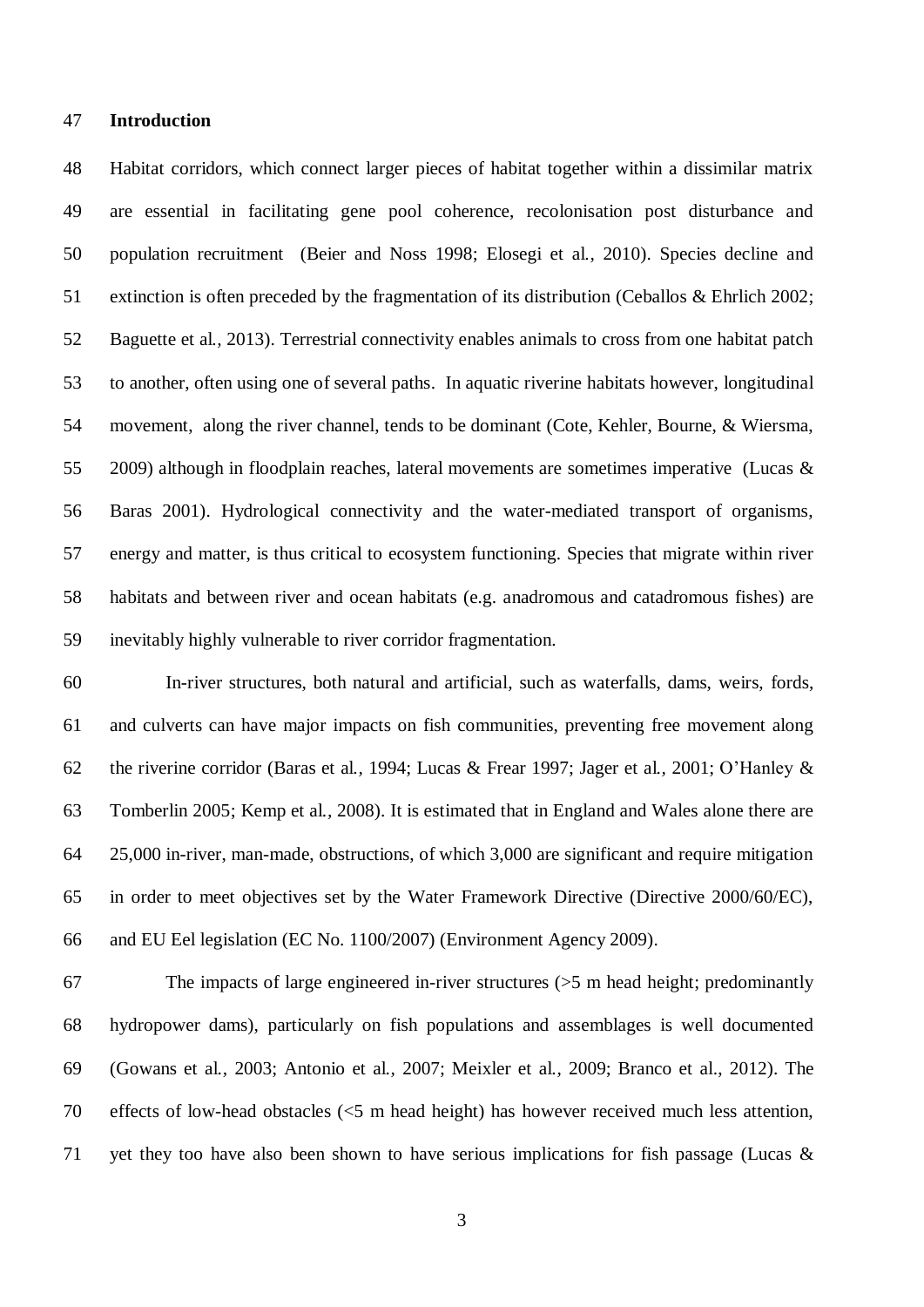## Introduction

Habitat corridors, which connect larger pieces of habitat together within a dissimilar matrix are essential in facilitating gene pool coherence, recolonisation post disturbance and population recruitment (Beier and Noss 1998; Elosegi et al., 2010). Species decline and extinction is often preceded by the fragmentation of its distribution (Ceballos & Ehrlich 2002; Baguette et al., 2013). Terrestrial connectivity enables animals to cross from one habitat patch to another, often using one of several paths. In aquatic riverine habitats however, longitudinal movement, along the river channel, tends to be dominant (Cote, Kehler, Bourne, & Wiersma, 2009) although in floodplain reaches, lateral movements are sometimes imperative (Lucas & Baras 2001). Hydrological connectivity and the water-mediated transport of organisms, energy and matter, is thus critical to ecosystem functioning. Species that migrate within river habitats and between river and ocean habitats (e.g. anadromous and catadromous fishes) are inevitably highly vulnerable to river corridor fragmentation.

In-river structures, both natural and artificial, such as waterfalls, dams, weirs, fords, and culverts can have major impacts on fish communities, preventing free movement along the riverine corridor (Baras et al., 1994; Lucas & Frear 1997; Jager et al., 2001; O'Hanley & Tomberlin 2005; Kemp et al., 2008). It is estimated that in England and Wales alone there are 25,000 in-river, man-made, obstructions, of which 3,000 are significant and require mitigation in order to meet objectives set by the Water Framework Directive (Directive 2000/60/EC), and EU Eel legislation (EC No. 1100/2007) (Environment Agency 2009).

The impacts of large engineered in-river structures (>5 m head height; predominantly hydropower dams), particularly on fish populations and assemblages is well documented (Gowans et al., 2003; Antonio et al., 2007; Meixler et al., 2009; Branco et al., 2012). The effects of low-head obstacles (<5 m head height) has however received much less attention, yet they too have also been shown to have serious implications for fish passage (Lucas &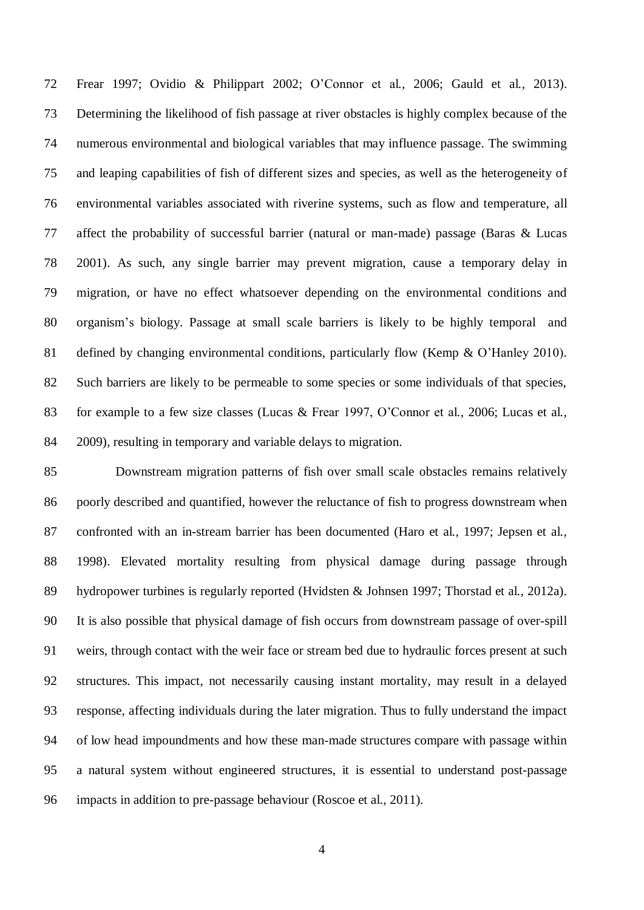Frear 1997; Ovidio & Philippart 2002; O'Connor et al., 2006; Gauld et al., 2013). Determining the likelihood of fish passage at river obstacles is highly complex because of the numerous environmental and biological variables that may influence passage. The swimming and leaping capabilities of fish of different sizes and species, as well as the heterogeneity of environmental variables associated with riverine systems, such as flow and temperature, all affect the probability of successful barrier (natural or man-made) passage (Baras & Lucas 2001). As such, any single barrier may prevent migration, cause a temporary delay in migration, or have no effect whatsoever depending on the environmental conditions and organism's biology. Passage at small scale barriers is likely to be highly temporal and defined by changing environmental conditions, particularly flow (Kemp & O'Hanley 2010). Such barriers are likely to be permeable to some species or some individuals of that species, for example to a few size classes (Lucas & Frear 1997, O'Connor et al., 2006; Lucas et al., 2009), resulting in temporary and variable delays to migration.

Downstream migration patterns of fish over small scale obstacles remains relatively poorly described and quantified, however the reluctance of fish to progress downstream when confronted with an in-stream barrier has been documented (Haro et al., 1997; Jepsen et al., 1998). Elevated mortality resulting from physical damage during passage through hydropower turbines is regularly reported (Hvidsten & Johnsen 1997; Thorstad et al., 2012a). It is also possible that physical damage of fish occurs from downstream passage of over-spill weirs, through contact with the weir face or stream bed due to hydraulic forces present at such structures. This impact, not necessarily causing instant mortality, may result in a delayed response, affecting individuals during the later migration. Thus to fully understand the impact of low head impoundments and how these man-made structures compare with passage within a natural system without engineered structures, it is essential to understand post-passage impacts in addition to pre-passage behaviour (Roscoe et al., 2011).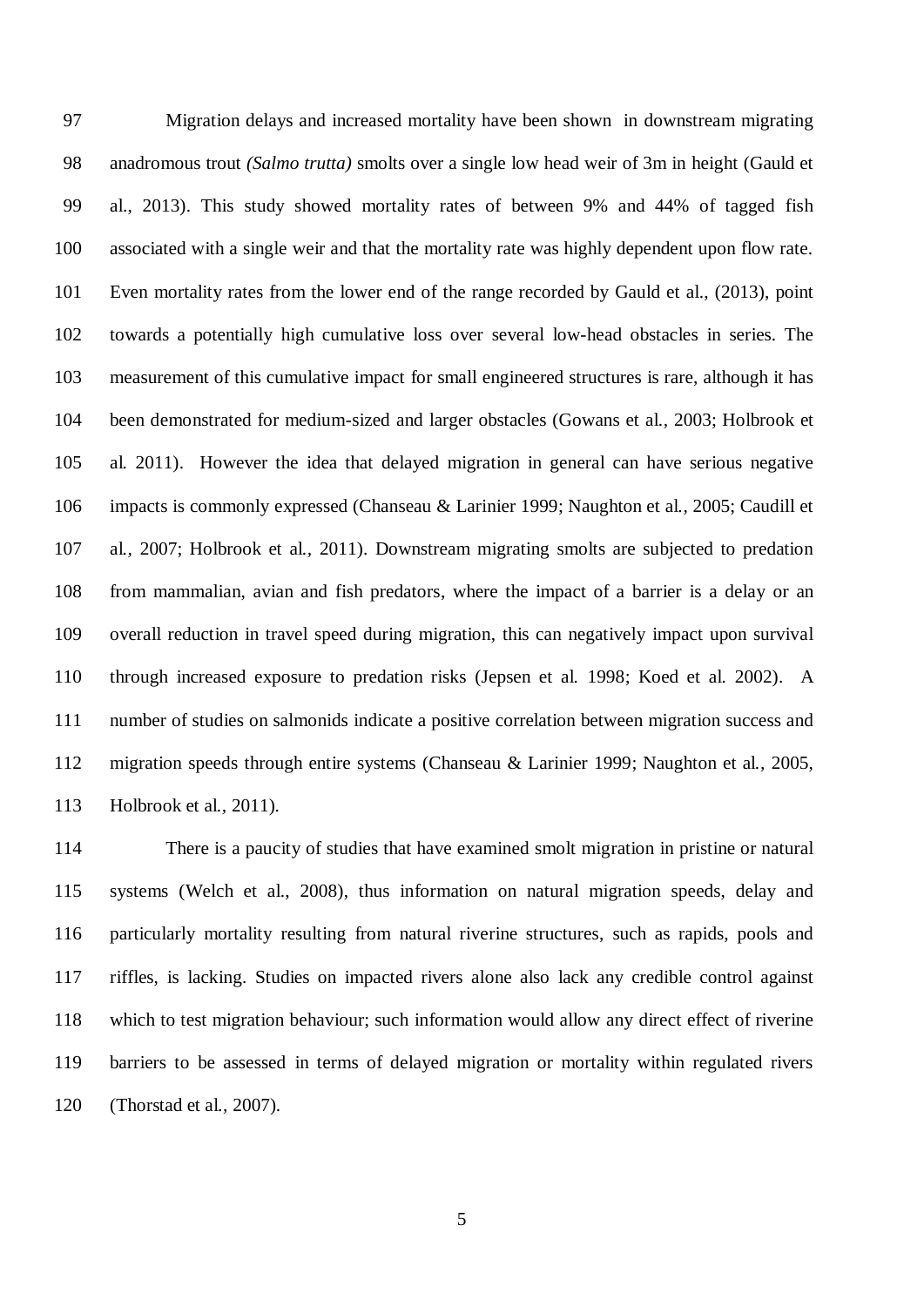Migration delays and increased mortality have been shown in downstream migrating anadromous trout *(Salmo trutta)* smolts over a single low head weir of 3m in height (Gauld et al., 2013). This study showed mortality rates of between 9% and 44% of tagged fish associated with a single weir and that the mortality rate was highly dependent upon flow rate. Even mortality rates from the lower end of the range recorded by Gauld et al., (2013), point towards a potentially high cumulative loss over several low-head obstacles in series. The measurement of this cumulative impact for small engineered structures is rare, although it has been demonstrated for medium-sized and larger obstacles (Gowans et al., 2003; Holbrook et al. 2011). However the idea that delayed migration in general can have serious negative impacts is commonly expressed (Chanseau & Larinier 1999; Naughton et al., 2005; Caudill et al., 2007; Holbrook et al., 2011). Downstream migrating smolts are subjected to predation from mammalian, avian and fish predators, where the impact of a barrier is a delay or an overall reduction in travel speed during migration, this can negatively impact upon survival through increased exposure to predation risks (Jepsen et al. 1998; Koed et al. 2002). A number of studies on salmonids indicate a positive correlation between migration success and migration speeds through entire systems (Chanseau & Larinier 1999; Naughton et al., 2005, Holbrook et al., 2011).

There is a paucity of studies that have examined smolt migration in pristine or natural systems (Welch et al., 2008), thus information on natural migration speeds, delay and particularly mortality resulting from natural riverine structures, such as rapids, pools and riffles, is lacking. Studies on impacted rivers alone also lack any credible control against which to test migration behaviour; such information would allow any direct effect of riverine barriers to be assessed in terms of delayed migration or mortality within regulated rivers (Thorstad et al., 2007).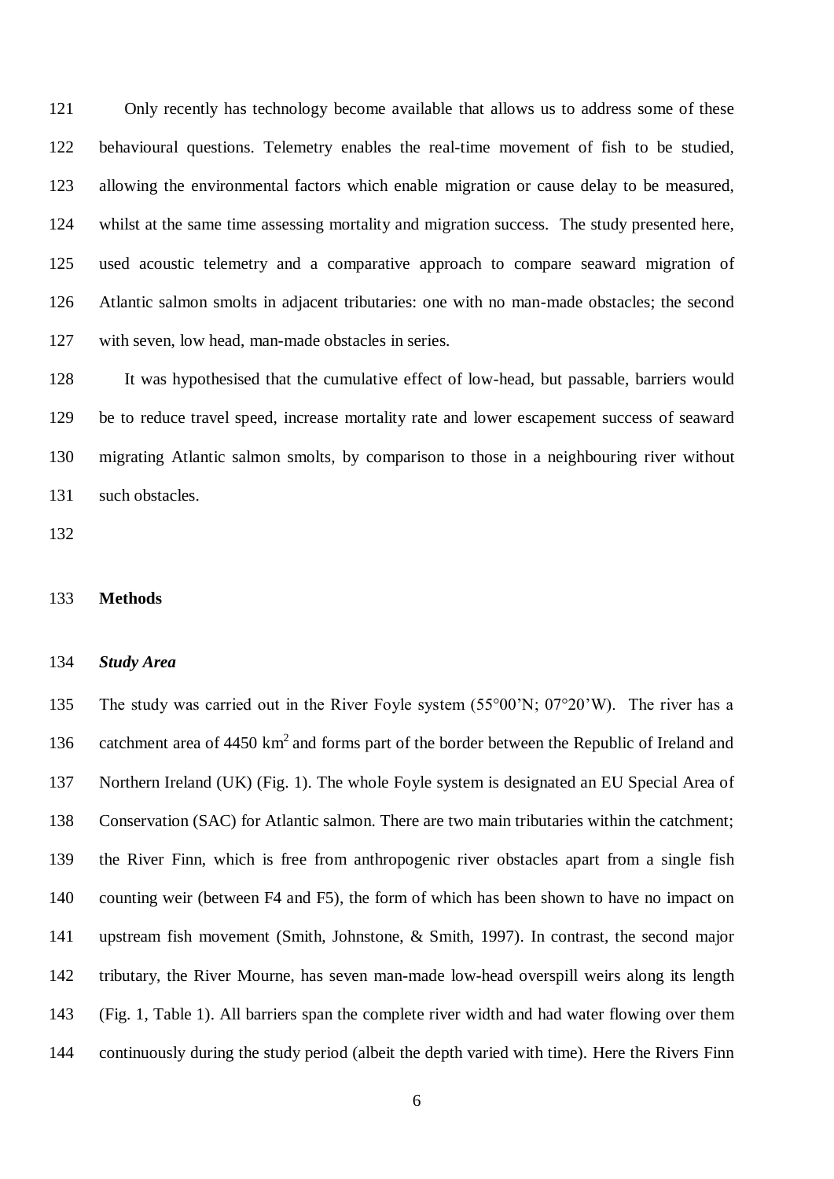Only recently has technology become available that allows us to address some of these behavioural questions. Telemetry enables the real-time movement of fish to be studied, allowing the environmental factors which enable migration or cause delay to be measured, whilst at the same time assessing mortality and migration success. The study presented here, used acoustic telemetry and a comparative approach to compare seaward migration of Atlantic salmon smolts in adjacent tributaries: one with no man-made obstacles; the second with seven, low head, man-made obstacles in series.

It was hypothesised that the cumulative effect of low-head, but passable, barriers would be to reduce travel speed, increase mortality rate and lower escapement success of seaward migrating Atlantic salmon smolts, by comparison to those in a neighbouring river without such obstacles.

## Methods

### *Study Area*

The study was carried out in the River Foyle system (55°00'N; 07°20'W). The river has a catchment area of 4450 km$^2$ and forms part of the border between the Republic of Ireland and Northern Ireland (UK) (Fig. 1). The whole Foyle system is designated an EU Special Area of Conservation (SAC) for Atlantic salmon. There are two main tributaries within the catchment; the River Finn, which is free from anthropogenic river obstacles apart from a single fish counting weir (between F4 and F5), the form of which has been shown to have no impact on upstream fish movement (Smith, Johnstone, & Smith, 1997). In contrast, the second major tributary, the River Mourne, has seven man-made low-head overspill weirs along its length (Fig. 1, Table 1). All barriers span the complete river width and had water flowing over them continuously during the study period (albeit the depth varied with time). Here the Rivers Finn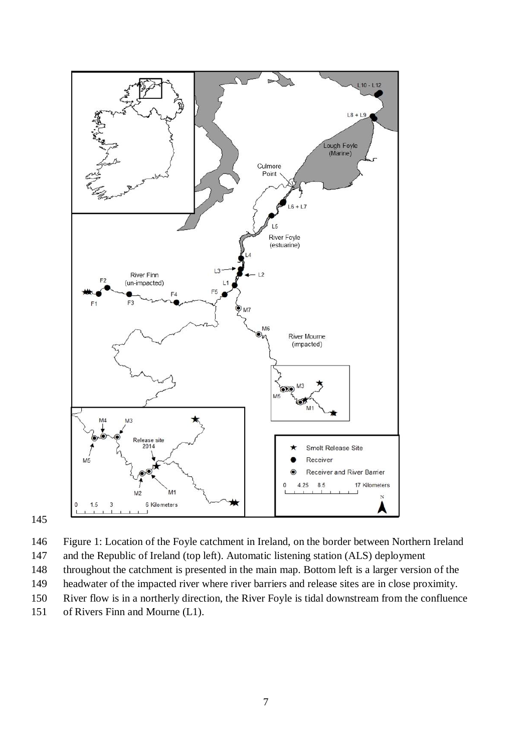Figure 1: Location of the Foyle catchment in Ireland, on the border between Northern Ireland and the Republic of Ireland (top left). Automatic listening station (ALS) deployment throughout the catchment is presented in the main map. Bottom left is a larger version of the headwater of the impacted river where river barriers and release sites are in close proximity. River flow is in a northerly direction, the River Foyle is tidal downstream from the confluence of Rivers Finn and Mourne (L1).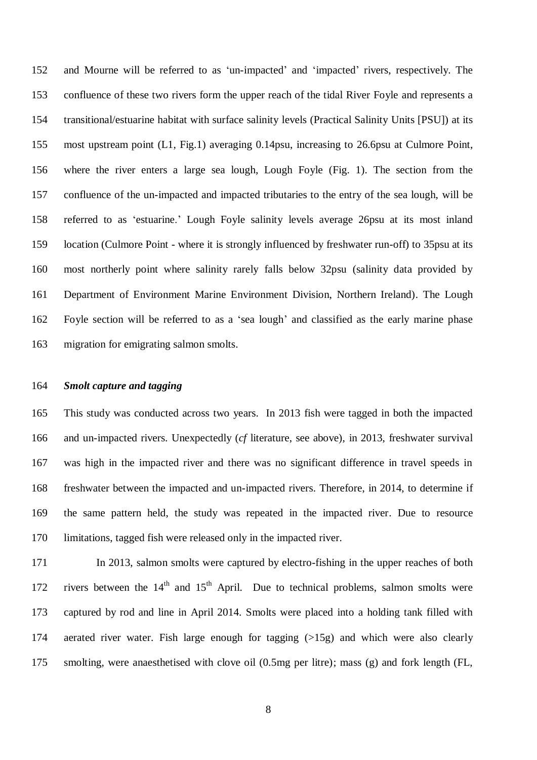and Mourne will be referred to as 'un-impacted' and 'impacted' rivers, respectively. The confluence of these two rivers form the upper reach of the tidal River Foyle and represents a transitional/estuarine habitat with surface salinity levels (Practical Salinity Units [PSU]) at its most upstream point (L1, Fig.1) averaging 0.14psu, increasing to 26.6psu at Culmore Point, where the river enters a large sea lough, Lough Foyle (Fig. 1). The section from the confluence of the un-impacted and impacted tributaries to the entry of the sea lough, will be referred to as 'estuarine.' Lough Foyle salinity levels average 26psu at its most inland location (Culmore Point - where it is strongly influenced by freshwater run-off) to 35psu at its most northerly point where salinity rarely falls below 32psu (salinity data provided by Department of Environment Marine Environment Division, Northern Ireland). The Lough Foyle section will be referred to as a 'sea lough' and classified as the early marine phase migration for emigrating salmon smolts.

### *Smolt capture and tagging*

This study was conducted across two years. In 2013 fish were tagged in both the impacted and un-impacted rivers. Unexpectedly (*cf* literature, see above), in 2013, freshwater survival was high in the impacted river and there was no significant difference in travel speeds in freshwater between the impacted and un-impacted rivers. Therefore, in 2014, to determine if the same pattern held, the study was repeated in the impacted river. Due to resource limitations, tagged fish were released only in the impacted river.

In 2013, salmon smolts were captured by electro-fishing in the upper reaches of both rivers between the $14^{th}$ and $15^{th}$ April. Due to technical problems, salmon smolts were captured by rod and line in April 2014. Smolts were placed into a holding tank filled with aerated river water. Fish large enough for tagging (>15g) and which were also clearly smolting, were anaesthetised with clove oil (0.5mg per litre); mass (g) and fork length (FL,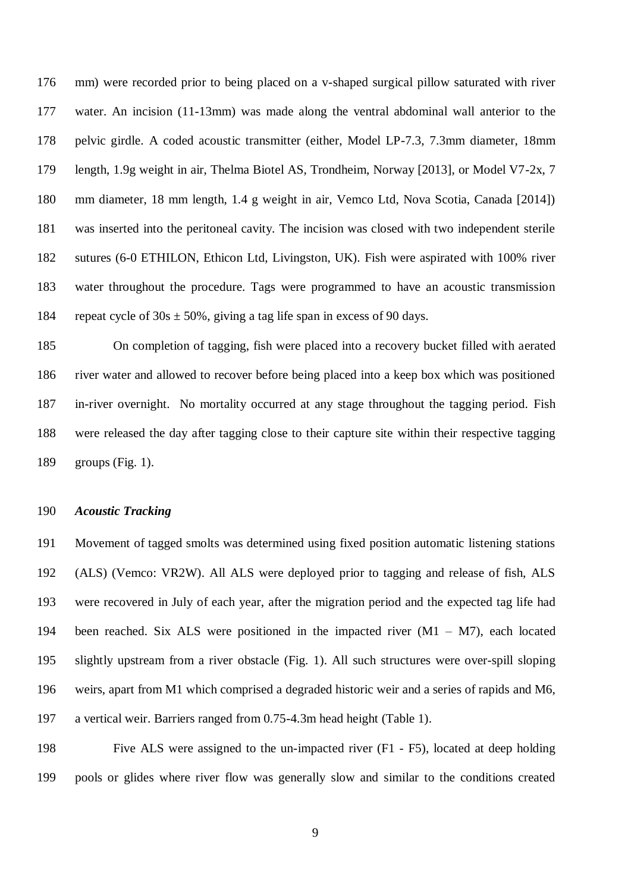mm) were recorded prior to being placed on a v-shaped surgical pillow saturated with river water. An incision (11-13mm) was made along the ventral abdominal wall anterior to the pelvic girdle. A coded acoustic transmitter (either, Model LP-7.3, 7.3mm diameter, 18mm length, 1.9g weight in air, Thelma Biotel AS, Trondheim, Norway [2013], or Model V7-2x, 7 mm diameter, 18 mm length, 1.4 g weight in air, Vemco Ltd, Nova Scotia, Canada [2014]) was inserted into the peritoneal cavity. The incision was closed with two independent sterile sutures (6-0 ETHILON, Ethicon Ltd, Livingston, UK). Fish were aspirated with 100% river water throughout the procedure. Tags were programmed to have an acoustic transmission repeat cycle of 30s ± 50%, giving a tag life span in excess of 90 days.

On completion of tagging, fish were placed into a recovery bucket filled with aerated river water and allowed to recover before being placed into a keep box which was positioned in-river overnight. No mortality occurred at any stage throughout the tagging period. Fish were released the day after tagging close to their capture site within their respective tagging groups (Fig. 1).

### *Acoustic Tracking*

Movement of tagged smolts was determined using fixed position automatic listening stations (ALS) (Vemco: VR2W). All ALS were deployed prior to tagging and release of fish, ALS were recovered in July of each year, after the migration period and the expected tag life had been reached. Six ALS were positioned in the impacted river (M1 – M7), each located slightly upstream from a river obstacle (Fig. 1). All such structures were over-spill sloping weirs, apart from M1 which comprised a degraded historic weir and a series of rapids and M6, a vertical weir. Barriers ranged from 0.75-4.3m head height (Table 1).

Five ALS were assigned to the un-impacted river (F1 - F5), located at deep holding pools or glides where river flow was generally slow and similar to the conditions created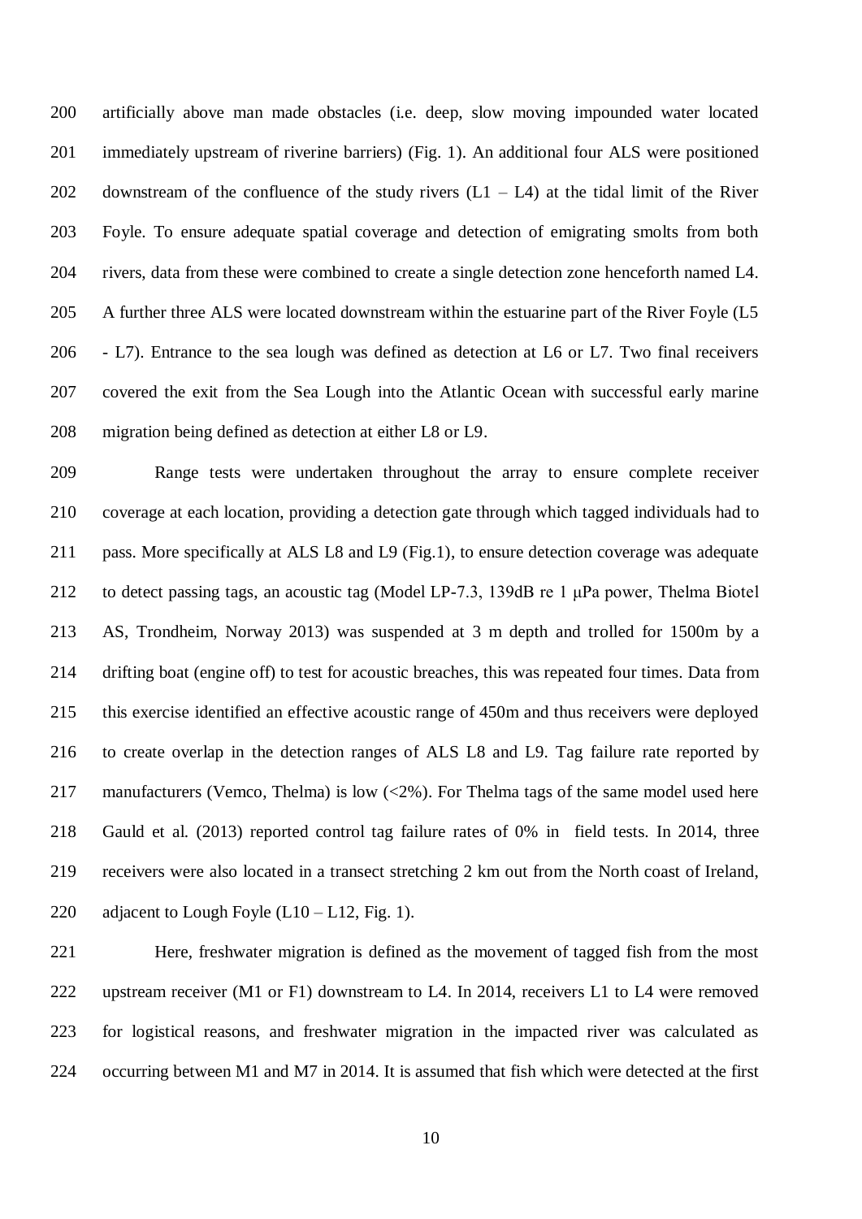artificially above man made obstacles (i.e. deep, slow moving impounded water located immediately upstream of riverine barriers) (Fig. 1). An additional four ALS were positioned downstream of the confluence of the study rivers (L1 – L4) at the tidal limit of the River Foyle. To ensure adequate spatial coverage and detection of emigrating smolts from both rivers, data from these were combined to create a single detection zone henceforth named L4. A further three ALS were located downstream within the estuarine part of the River Foyle (L5 - L7). Entrance to the sea lough was defined as detection at L6 or L7. Two final receivers covered the exit from the Sea Lough into the Atlantic Ocean with successful early marine migration being defined as detection at either L8 or L9.

Range tests were undertaken throughout the array to ensure complete receiver coverage at each location, providing a detection gate through which tagged individuals had to pass. More specifically at ALS L8 and L9 (Fig.1), to ensure detection coverage was adequate to detect passing tags, an acoustic tag (Model LP-7.3, 139dB re 1 μPa power, Thelma Biotel AS, Trondheim, Norway 2013) was suspended at 3 m depth and trolled for 1500m by a drifting boat (engine off) to test for acoustic breaches, this was repeated four times. Data from this exercise identified an effective acoustic range of 450m and thus receivers were deployed to create overlap in the detection ranges of ALS L8 and L9. Tag failure rate reported by manufacturers (Vemco, Thelma) is low (<2%). For Thelma tags of the same model used here Gauld et al. (2013) reported control tag failure rates of 0% in field tests. In 2014, three receivers were also located in a transect stretching 2 km out from the North coast of Ireland, adjacent to Lough Foyle (L10 – L12, Fig. 1).

Here, freshwater migration is defined as the movement of tagged fish from the most upstream receiver (M1 or F1) downstream to L4. In 2014, receivers L1 to L4 were removed for logistical reasons, and freshwater migration in the impacted river was calculated as occurring between M1 and M7 in 2014. It is assumed that fish which were detected at the first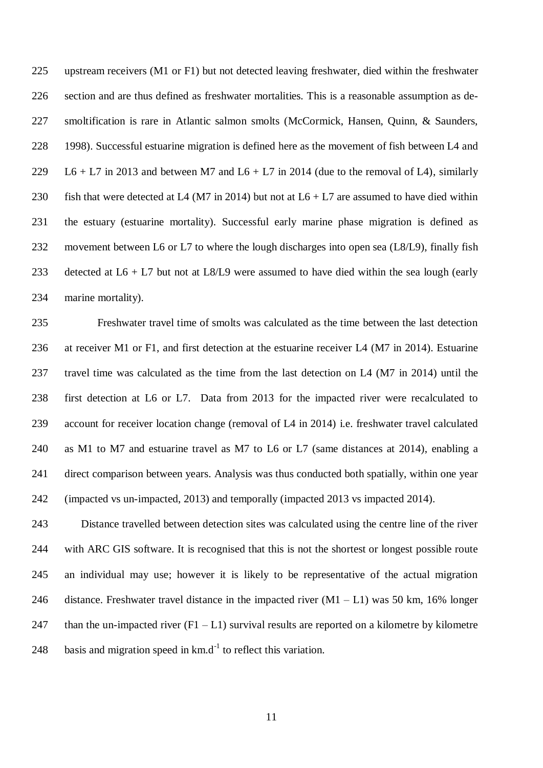upstream receivers (M1 or F1) but not detected leaving freshwater, died within the freshwater section and are thus defined as freshwater mortalities. This is a reasonable assumption as de-smoltification is rare in Atlantic salmon smolts (McCormick, Hansen, Quinn, & Saunders, 1998). Successful estuarine migration is defined here as the movement of fish between L4 and L6 + L7 in 2013 and between M7 and L6 + L7 in 2014 (due to the removal of L4), similarly fish that were detected at L4 (M7 in 2014) but not at L6 + L7 are assumed to have died within the estuary (estuarine mortality). Successful early marine phase migration is defined as movement between L6 or L7 to where the lough discharges into open sea (L8/L9), finally fish detected at L6 + L7 but not at L8/L9 were assumed to have died within the sea lough (early marine mortality).

Freshwater travel time of smolts was calculated as the time between the last detection at receiver M1 or F1, and first detection at the estuarine receiver L4 (M7 in 2014). Estuarine travel time was calculated as the time from the last detection on L4 (M7 in 2014) until the first detection at L6 or L7. Data from 2013 for the impacted river were recalculated to account for receiver location change (removal of L4 in 2014) i.e. freshwater travel calculated as M1 to M7 and estuarine travel as M7 to L6 or L7 (same distances at 2014), enabling a direct comparison between years. Analysis was thus conducted both spatially, within one year (impacted vs un-impacted, 2013) and temporally (impacted 2013 vs impacted 2014).

Distance travelled between detection sites was calculated using the centre line of the river with ARC GIS software. It is recognised that this is not the shortest or longest possible route an individual may use; however it is likely to be representative of the actual migration distance. Freshwater travel distance in the impacted river (M1 – L1) was 50 km, 16% longer than the un-impacted river (F1 – L1) survival results are reported on a kilometre by kilometre basis and migration speed in $km.d^{-1}$ to reflect this variation.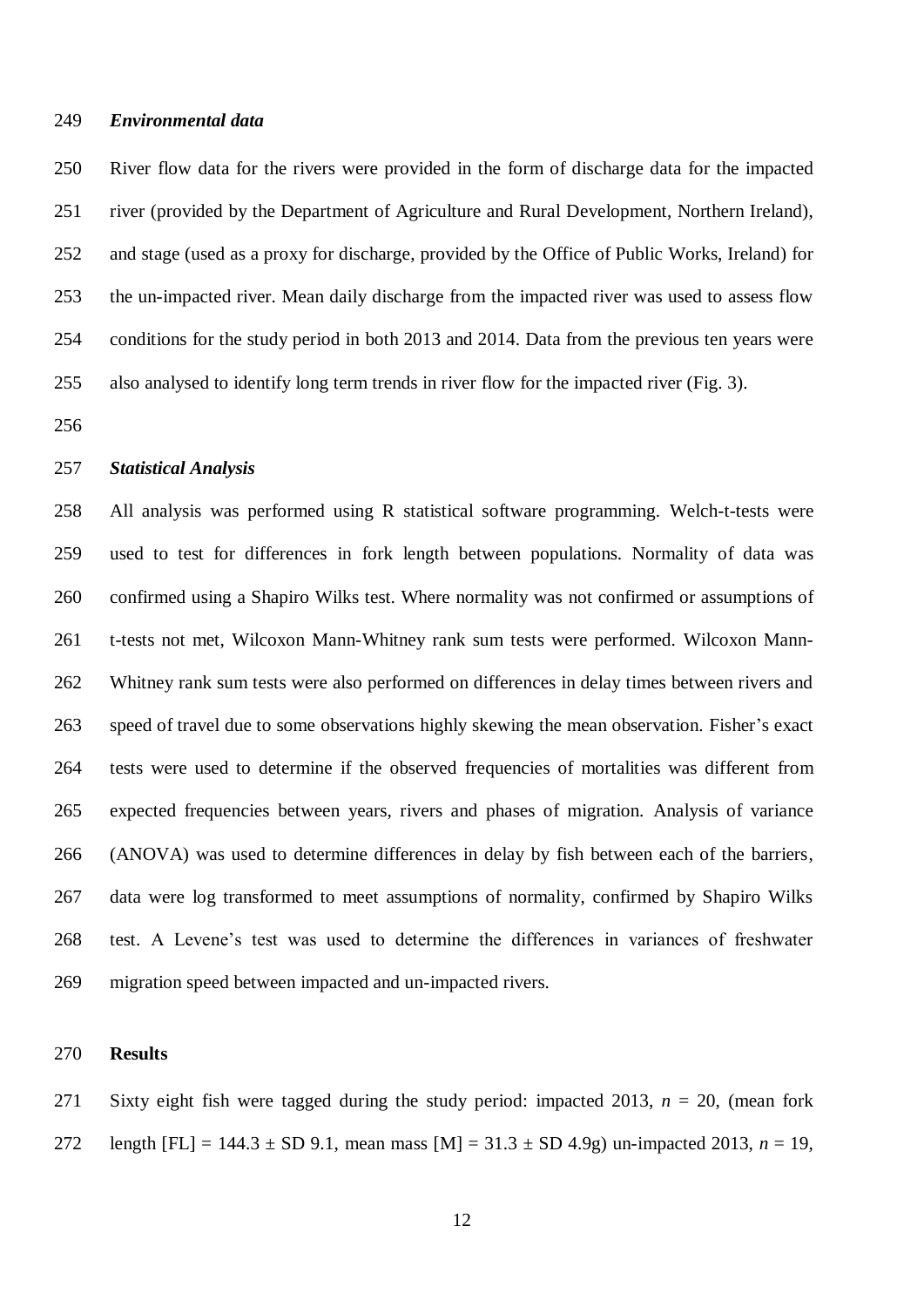### *Environmental data*

River flow data for the rivers were provided in the form of discharge data for the impacted river (provided by the Department of Agriculture and Rural Development, Northern Ireland), and stage (used as a proxy for discharge, provided by the Office of Public Works, Ireland) for the un-impacted river. Mean daily discharge from the impacted river was used to assess flow conditions for the study period in both 2013 and 2014. Data from the previous ten years were also analysed to identify long term trends in river flow for the impacted river (Fig. 3).

### *Statistical Analysis*

All analysis was performed using R statistical software programming. Welch-t-tests were used to test for differences in fork length between populations. Normality of data was confirmed using a Shapiro Wilks test. Where normality was not confirmed or assumptions of t-tests not met, Wilcoxon Mann-Whitney rank sum tests were performed. Wilcoxon Mann-Whitney rank sum tests were also performed on differences in delay times between rivers and speed of travel due to some observations highly skewing the mean observation. Fisher's exact tests were used to determine if the observed frequencies of mortalities was different from expected frequencies between years, rivers and phases of migration. Analysis of variance (ANOVA) was used to determine differences in delay by fish between each of the barriers, data were log transformed to meet assumptions of normality, confirmed by Shapiro Wilks test. A Levene's test was used to determine the differences in variances of freshwater migration speed between impacted and un-impacted rivers.

## Results

Sixty eight fish were tagged during the study period: impacted 2013, $n$ = 20, (mean fork length [FL] = 144.3 ± SD 9.1, mean mass [M] = 31.3 ± SD 4.9g) un-impacted 2013, $n$ = 19,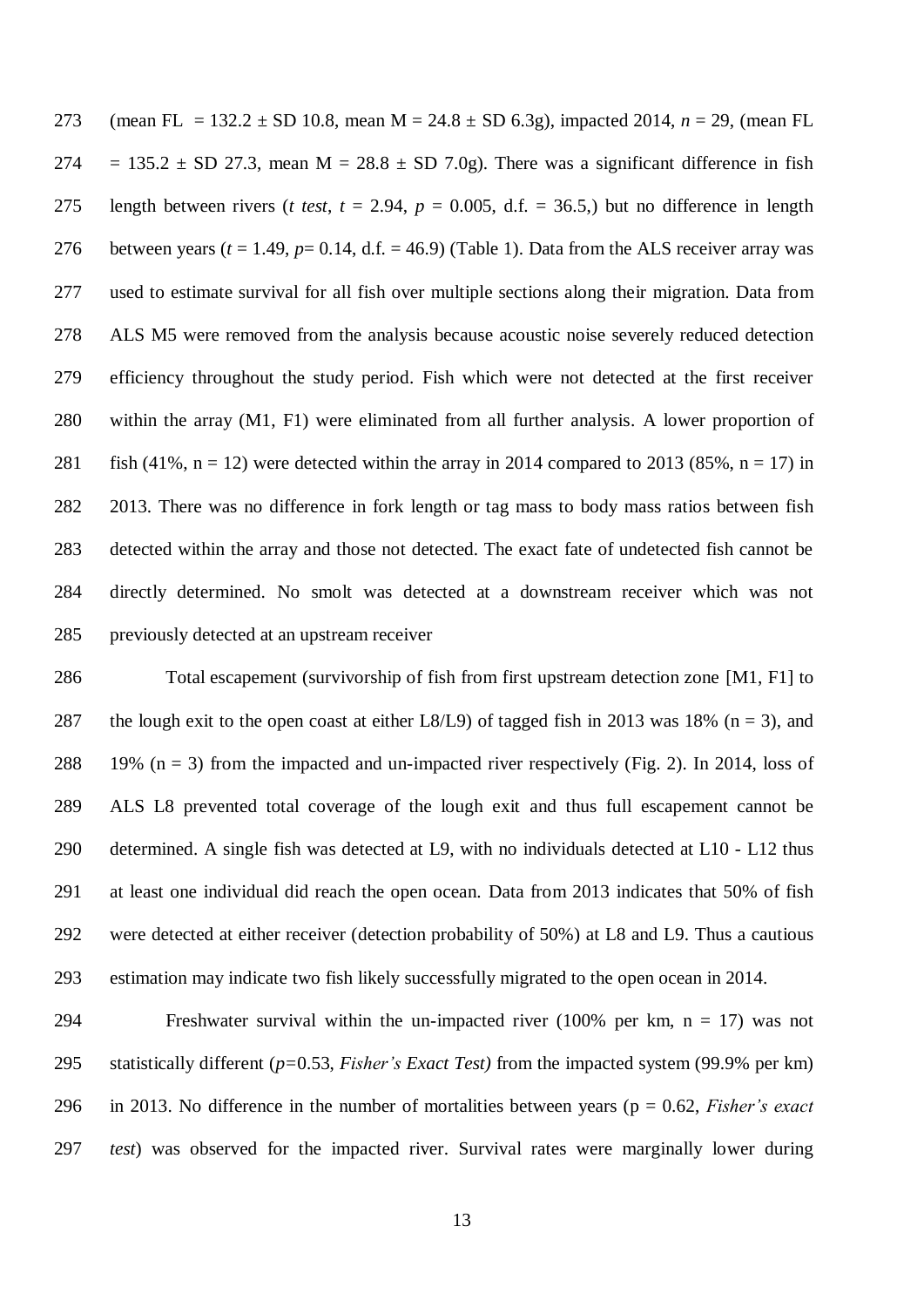(mean FL = 132.2 ± SD 10.8, mean M = 24.8 ± SD 6.3g), impacted 2014, $n$ = 29, (mean FL = 135.2 ± SD 27.3, mean M = 28.8 ± SD 7.0g). There was a significant difference in fish length between rivers (*t test*, $t$ = 2.94, $p$ = 0.005, d.f. = 36.5,) but no difference in length between years ($t$ = 1.49, $p$= 0.14, d.f. = 46.9) (Table 1). Data from the ALS receiver array was used to estimate survival for all fish over multiple sections along their migration. Data from ALS M5 were removed from the analysis because acoustic noise severely reduced detection efficiency throughout the study period. Fish which were not detected at the first receiver within the array (M1, F1) were eliminated from all further analysis. A lower proportion of fish (41%, n = 12) were detected within the array in 2014 compared to 2013 (85%, n = 17) in 2013. There was no difference in fork length or tag mass to body mass ratios between fish detected within the array and those not detected. The exact fate of undetected fish cannot be directly determined. No smolt was detected at a downstream receiver which was not previously detected at an upstream receiver

Total escapement (survivorship of fish from first upstream detection zone [M1, F1] to the lough exit to the open coast at either L8/L9) of tagged fish in 2013 was 18% (n = 3), and 19% (n = 3) from the impacted and un-impacted river respectively (Fig. 2). In 2014, loss of ALS L8 prevented total coverage of the lough exit and thus full escapement cannot be determined. A single fish was detected at L9, with no individuals detected at L10 - L12 thus at least one individual did reach the open ocean. Data from 2013 indicates that 50% of fish were detected at either receiver (detection probability of 50%) at L8 and L9. Thus a cautious estimation may indicate two fish likely successfully migrated to the open ocean in 2014.

Freshwater survival within the un-impacted river (100% per km, n = 17) was not statistically different ($p$=0.53, *Fisher's Exact Test)* from the impacted system (99.9% per km) in 2013. No difference in the number of mortalities between years (p = 0.62, *Fisher's exact test*) was observed for the impacted river. Survival rates were marginally lower during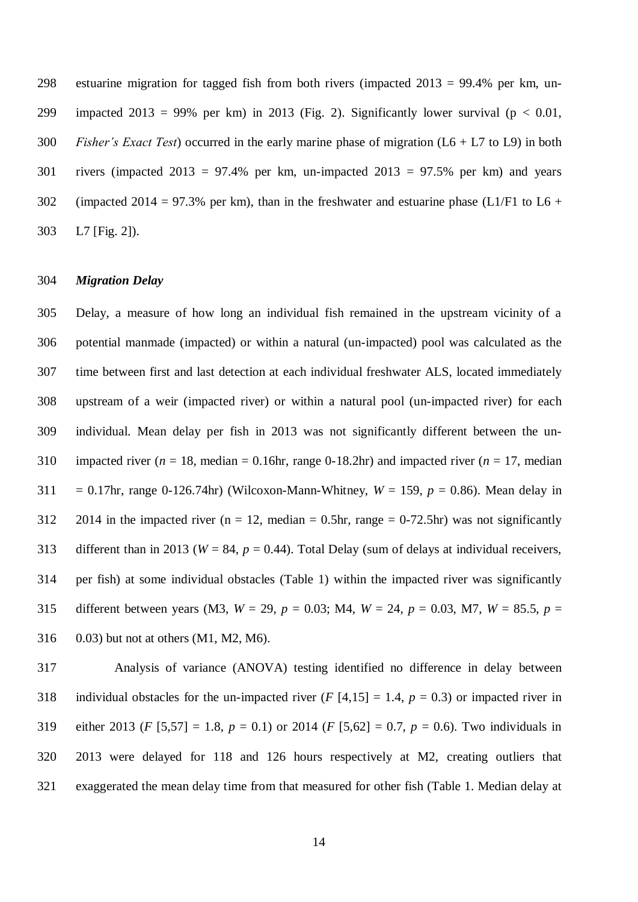estuarine migration for tagged fish from both rivers (impacted 2013 = 99.4% per km, un-impacted 2013 = 99% per km) in 2013 (Fig. 2). Significantly lower survival ($p < 0.01$, *Fisher's Exact Test*) occurred in the early marine phase of migration (L6 + L7 to L9) in both rivers (impacted 2013 = 97.4% per km, un-impacted 2013 = 97.5% per km) and years (impacted 2014 = 97.3% per km), than in the freshwater and estuarine phase (L1/F1 to L6 + L7 [Fig. 2]).

### *Migration Delay*

Delay, a measure of how long an individual fish remained in the upstream vicinity of a potential manmade (impacted) or within a natural (un-impacted) pool was calculated as the time between first and last detection at each individual freshwater ALS, located immediately upstream of a weir (impacted river) or within a natural pool (un-impacted river) for each individual. Mean delay per fish in 2013 was not significantly different between the un-impacted river ($n$ = 18, median = 0.16hr, range 0-18.2hr) and impacted river ($n$ = 17, median = 0.17hr, range 0-126.74hr) (Wilcoxon-Mann-Whitney, $W$ = 159, $p$ = 0.86). Mean delay in 2014 in the impacted river (n = 12, median = 0.5hr, range = 0-72.5hr) was not significantly different than in 2013 ($W$ = 84, $p$ = 0.44). Total Delay (sum of delays at individual receivers, per fish) at some individual obstacles (Table 1) within the impacted river was significantly different between years (M3, $W$ = 29, $p$ = 0.03; M4, $W$ = 24, $p$ = 0.03, M7, $W$ = 85.5, $p$ = 0.03) but not at others (M1, M2, M6).

Analysis of variance (ANOVA) testing identified no difference in delay between individual obstacles for the un-impacted river ($F$ [4,15] = 1.4, $p$ = 0.3) or impacted river in either 2013 ($F$ [5,57] = 1.8, $p$ = 0.1) or 2014 ($F$ [5,62] = 0.7, $p$ = 0.6). Two individuals in 2013 were delayed for 118 and 126 hours respectively at M2, creating outliers that exaggerated the mean delay time from that measured for other fish (Table 1. Median delay at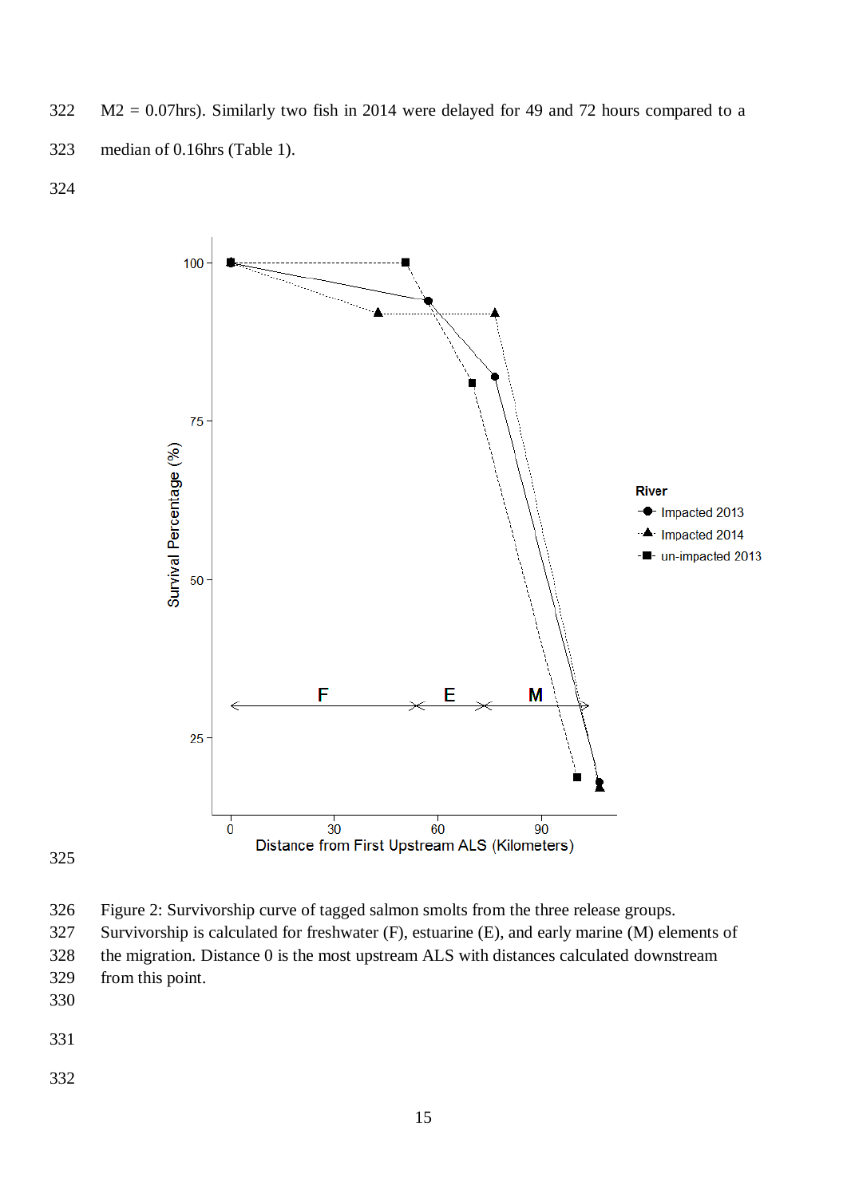M2 = 0.07hrs). Similarly two fish in 2014 were delayed for 49 and 72 hours compared to a median of 0.16hrs (Table 1).

Figure 2: Survivorship curve of tagged salmon smolts from the three release groups. Survivorship is calculated for freshwater (F), estuarine (E), and early marine (M) elements of the migration. Distance 0 is the most upstream ALS with distances calculated downstream from this point.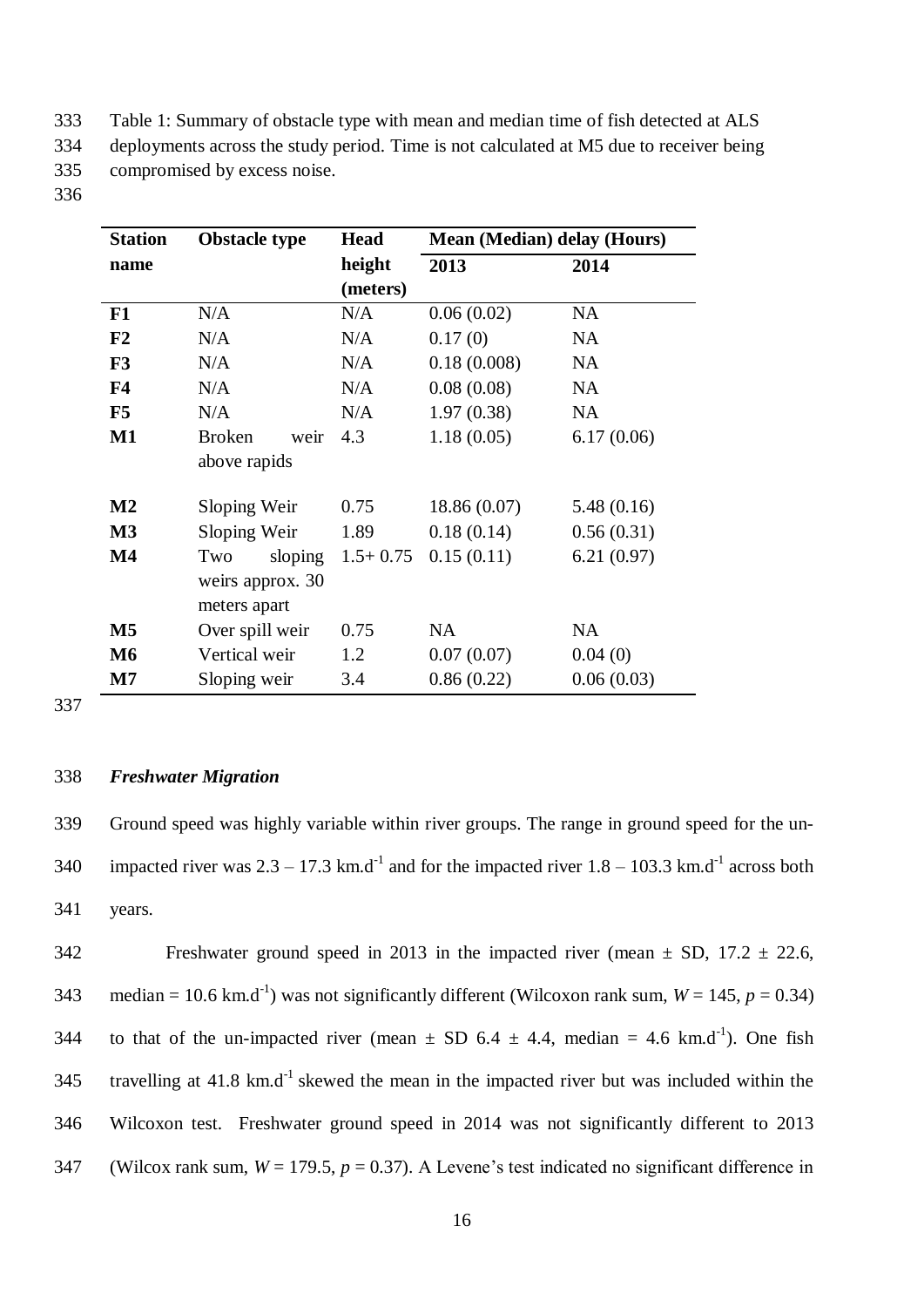Table 1: Summary of obstacle type with mean and median time of fish detected at ALS deployments across the study period. Time is not calculated at M5 due to receiver being compromised by excess noise.

| Station name | Obstacle type | Head height (meters) | Mean (Median) delay (Hours) | |
|---|---|---|---|---|
| | | | 2013 | 2014 |
| **F1** | N/A | N/A | 0.06 (0.02) | NA |
| **F2** | N/A | N/A | 0.17 (0) | NA |
| **F3** | N/A | N/A | 0.18 (0.008) | NA |
| **F4** | N/A | N/A | 0.08 (0.08) | NA |
| **F5** | N/A | N/A | 1.97 (0.38) | NA |
| **M1** | Broken weir above rapids | 4.3 | 1.18 (0.05) | 6.17 (0.06) |
| **M2** | Sloping Weir | 0.75 | 18.86 (0.07) | 5.48 (0.16) |
| **M3** | Sloping Weir | 1.89 | 0.18 (0.14) | 0.56 (0.31) |
| **M4** | Two sloping weirs approx. 30 meters apart | 1.5+ 0.75 | 0.15 (0.11) | 6.21 (0.97) |
| **M5** | Over spill weir | 0.75 | NA | NA |
| **M6** | Vertical weir | 1.2 | 0.07 (0.07) | 0.04 (0) |
| **M7** | Sloping weir | 3.4 | 0.86 (0.22) | 0.06 (0.03) |

### *Freshwater Migration*

Ground speed was highly variable within river groups. The range in ground speed for the un-impacted river was 2.3 – 17.3 km.d$^{-1}$ and for the impacted river 1.8 – 103.3 km.d$^{-1}$ across both years.

Freshwater ground speed in 2013 in the impacted river (mean ± SD, 17.2 ± 22.6, median = 10.6 km.d$^{-1}$) was not significantly different (Wilcoxon rank sum, $W = 145$, $p = 0.34$) to that of the un-impacted river (mean ± SD 6.4 ± 4.4, median = 4.6 km.d$^{-1}$). One fish travelling at 41.8 km.d$^{-1}$ skewed the mean in the impacted river but was included within the Wilcoxon test. Freshwater ground speed in 2014 was not significantly different to 2013 (Wilcox rank sum, $W = 179.5$, $p = 0.37$). A Levene's test indicated no significant difference in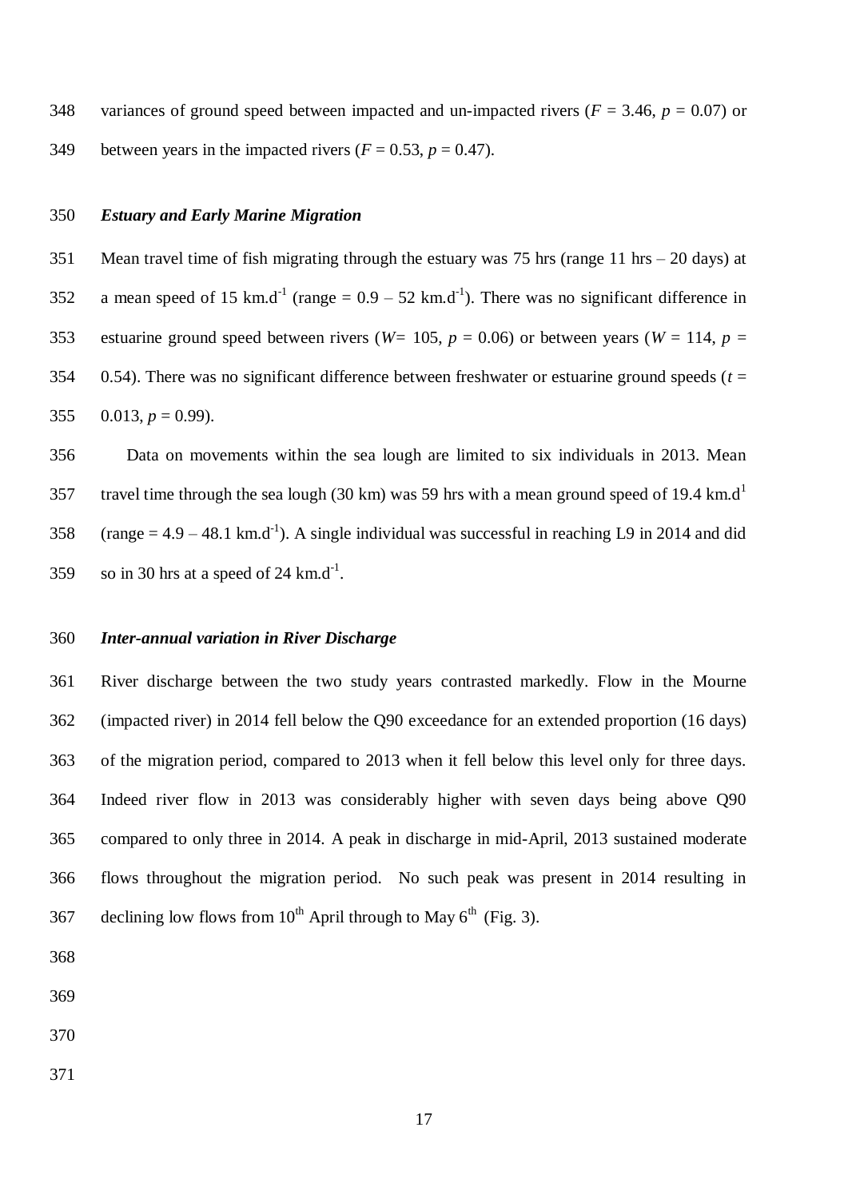variances of ground speed between impacted and un-impacted rivers ($F = 3.46$, $p = 0.07$) or between years in the impacted rivers ($F = 0.53$, $p = 0.47$).

### *Estuary and Early Marine Migration*

Mean travel time of fish migrating through the estuary was 75 hrs (range 11 hrs – 20 days) at a mean speed of 15 km.d$^{-1}$ (range = 0.9 – 52 km.d$^{-1}$). There was no significant difference in estuarine ground speed between rivers ($W = 105$, $p = 0.06$) or between years ($W = 114$, $p = 0.54$). There was no significant difference between freshwater or estuarine ground speeds ($t = 0.013$, $p = 0.99$).

Data on movements within the sea lough are limited to six individuals in 2013. Mean travel time through the sea lough (30 km) was 59 hrs with a mean ground speed of 19.4 km.d$^{1}$ (range = 4.9 – 48.1 km.d$^{-1}$). A single individual was successful in reaching L9 in 2014 and did so in 30 hrs at a speed of 24 km.d$^{-1}$.

### *Inter-annual variation in River Discharge*

River discharge between the two study years contrasted markedly. Flow in the Mourne (impacted river) in 2014 fell below the Q90 exceedance for an extended proportion (16 days) of the migration period, compared to 2013 when it fell below this level only for three days. Indeed river flow in 2013 was considerably higher with seven days being above Q90 compared to only three in 2014. A peak in discharge in mid-April, 2013 sustained moderate flows throughout the migration period. No such peak was present in 2014 resulting in declining low flows from 10$^{th}$ April through to May 6$^{th}$ (Fig. 3).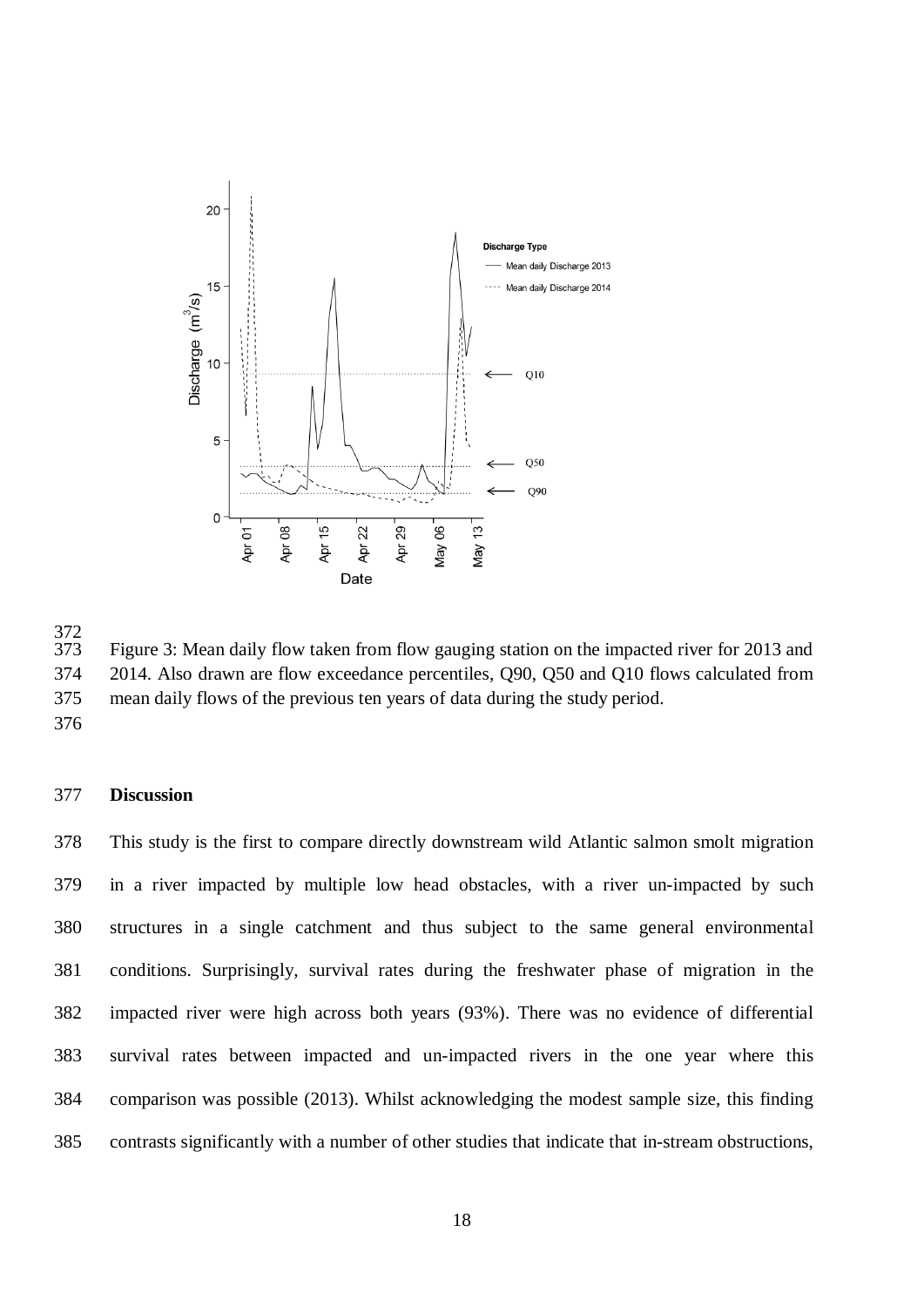Figure 3: Mean daily flow taken from flow gauging station on the impacted river for 2013 and 2014. Also drawn are flow exceedance percentiles, Q90, Q50 and Q10 flows calculated from mean daily flows of the previous ten years of data during the study period.

## Discussion

This study is the first to compare directly downstream wild Atlantic salmon smolt migration in a river impacted by multiple low head obstacles, with a river un-impacted by such structures in a single catchment and thus subject to the same general environmental conditions. Surprisingly, survival rates during the freshwater phase of migration in the impacted river were high across both years (93%). There was no evidence of differential survival rates between impacted and un-impacted rivers in the one year where this comparison was possible (2013). Whilst acknowledging the modest sample size, this finding contrasts significantly with a number of other studies that indicate that in-stream obstructions,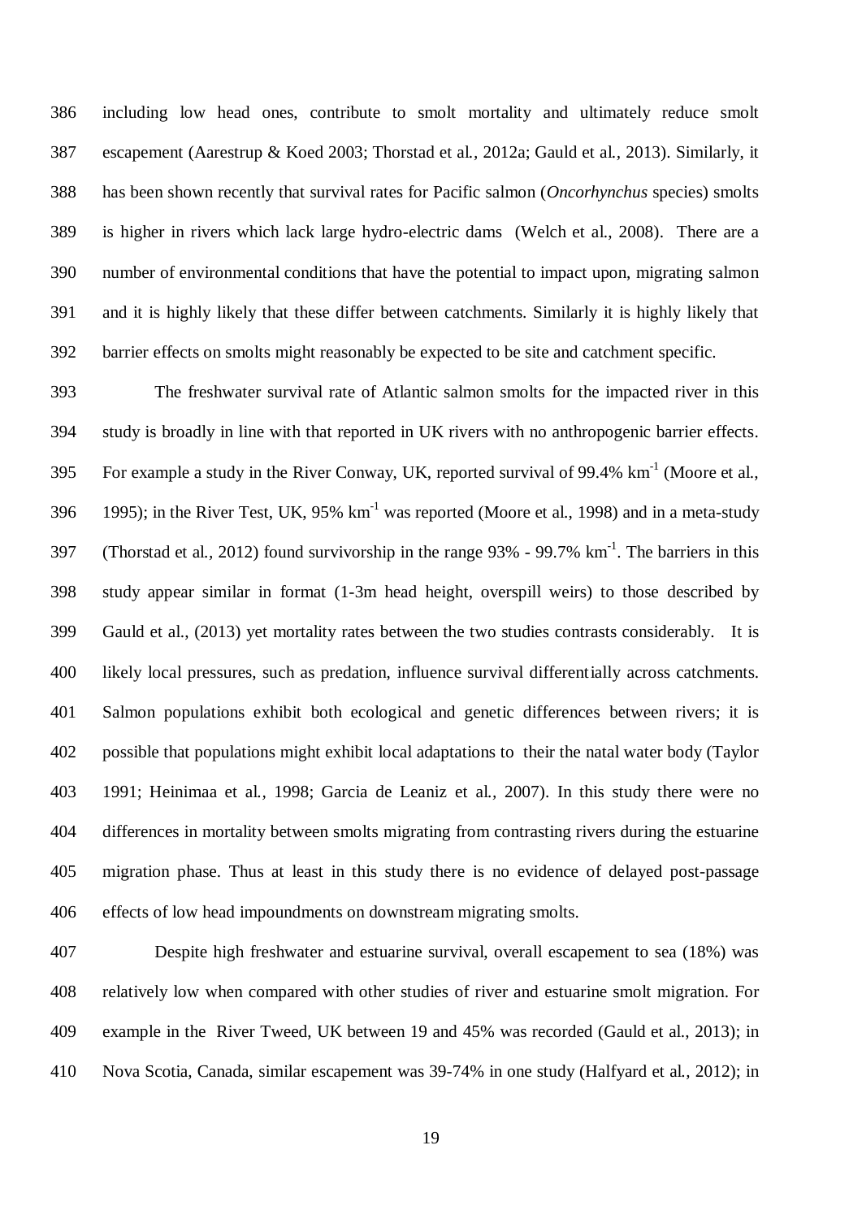including low head ones, contribute to smolt mortality and ultimately reduce smolt escapement (Aarestrup & Koed 2003; Thorstad et al., 2012a; Gauld et al., 2013). Similarly, it has been shown recently that survival rates for Pacific salmon (*Oncorhynchus* species) smolts is higher in rivers which lack large hydro-electric dams (Welch et al., 2008). There are a number of environmental conditions that have the potential to impact upon, migrating salmon and it is highly likely that these differ between catchments. Similarly it is highly likely that barrier effects on smolts might reasonably be expected to be site and catchment specific.

The freshwater survival rate of Atlantic salmon smolts for the impacted river in this study is broadly in line with that reported in UK rivers with no anthropogenic barrier effects. For example a study in the River Conway, UK, reported survival of 99.4% $km^{-1}$ (Moore et al., 1995); in the River Test, UK, 95% $km^{-1}$ was reported (Moore et al., 1998) and in a meta-study (Thorstad et al., 2012) found survivorship in the range 93% - 99.7% $km^{-1}$. The barriers in this study appear similar in format (1-3m head height, overspill weirs) to those described by Gauld et al., (2013) yet mortality rates between the two studies contrasts considerably. It is likely local pressures, such as predation, influence survival differentially across catchments. Salmon populations exhibit both ecological and genetic differences between rivers; it is possible that populations might exhibit local adaptations to their the natal water body (Taylor 1991; Heinimaa et al., 1998; Garcia de Leaniz et al., 2007). In this study there were no differences in mortality between smolts migrating from contrasting rivers during the estuarine migration phase. Thus at least in this study there is no evidence of delayed post-passage effects of low head impoundments on downstream migrating smolts.

Despite high freshwater and estuarine survival, overall escapement to sea (18%) was relatively low when compared with other studies of river and estuarine smolt migration. For example in the River Tweed, UK between 19 and 45% was recorded (Gauld et al., 2013); in Nova Scotia, Canada, similar escapement was 39-74% in one study (Halfyard et al., 2012); in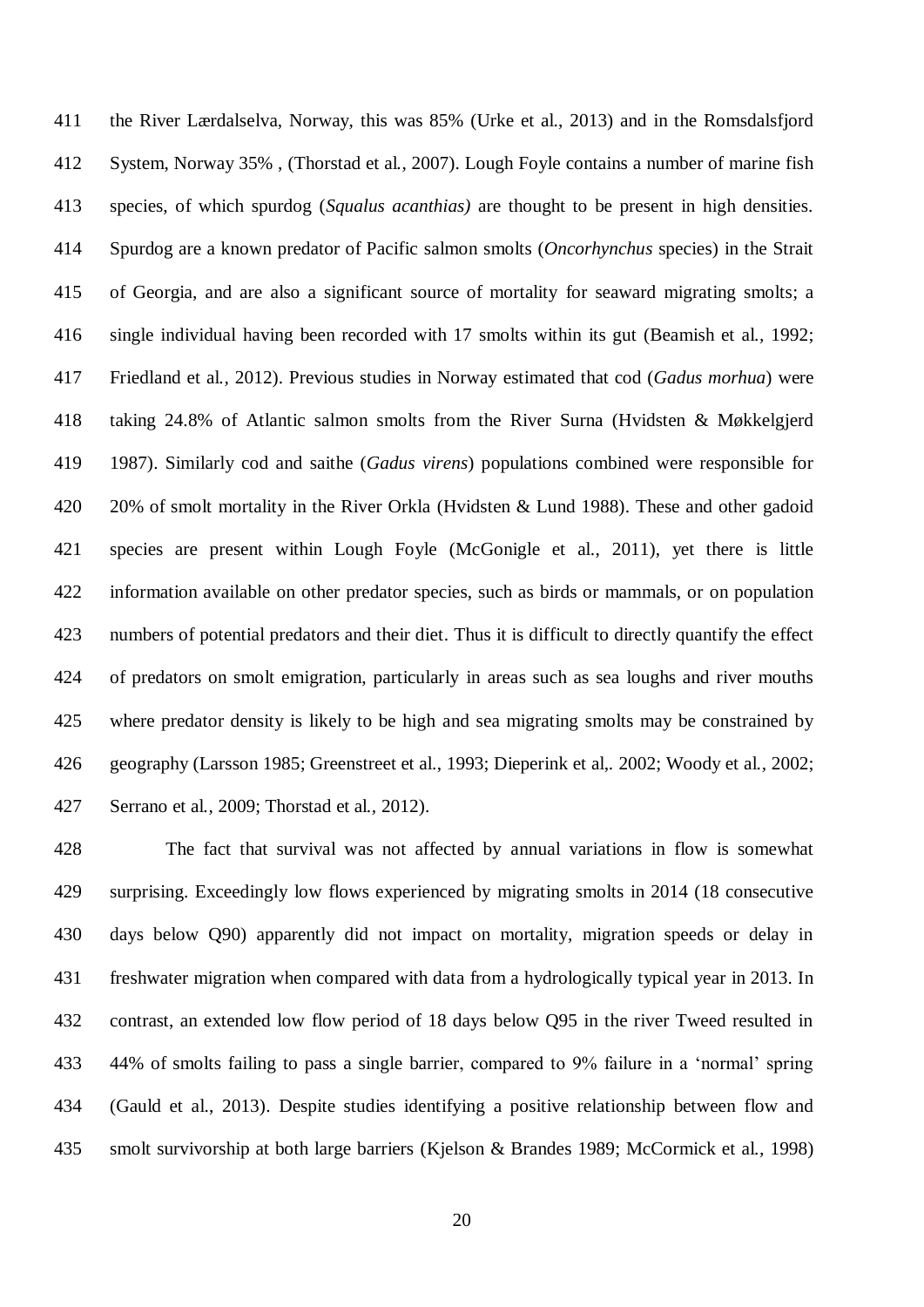the River Lærdalselva, Norway, this was 85% (Urke et al., 2013) and in the Romsdalsfjord System, Norway 35% , (Thorstad et al., 2007). Lough Foyle contains a number of marine fish species, of which spurdog (*Squalus acanthias)* are thought to be present in high densities. Spurdog are a known predator of Pacific salmon smolts (*Oncorhynchus* species) in the Strait of Georgia, and are also a significant source of mortality for seaward migrating smolts; a single individual having been recorded with 17 smolts within its gut (Beamish et al., 1992; Friedland et al., 2012). Previous studies in Norway estimated that cod (*Gadus morhua*) were taking 24.8% of Atlantic salmon smolts from the River Surna (Hvidsten & Møkkelgjerd 1987). Similarly cod and saithe (*Gadus virens*) populations combined were responsible for 20% of smolt mortality in the River Orkla (Hvidsten & Lund 1988). These and other gadoid species are present within Lough Foyle (McGonigle et al., 2011), yet there is little information available on other predator species, such as birds or mammals, or on population numbers of potential predators and their diet. Thus it is difficult to directly quantify the effect of predators on smolt emigration, particularly in areas such as sea loughs and river mouths where predator density is likely to be high and sea migrating smolts may be constrained by geography (Larsson 1985; Greenstreet et al., 1993; Dieperink et al,. 2002; Woody et al., 2002; Serrano et al., 2009; Thorstad et al., 2012).

The fact that survival was not affected by annual variations in flow is somewhat surprising. Exceedingly low flows experienced by migrating smolts in 2014 (18 consecutive days below Q90) apparently did not impact on mortality, migration speeds or delay in freshwater migration when compared with data from a hydrologically typical year in 2013. In contrast, an extended low flow period of 18 days below Q95 in the river Tweed resulted in 44% of smolts failing to pass a single barrier, compared to 9% failure in a 'normal' spring (Gauld et al., 2013). Despite studies identifying a positive relationship between flow and smolt survivorship at both large barriers (Kjelson & Brandes 1989; McCormick et al., 1998)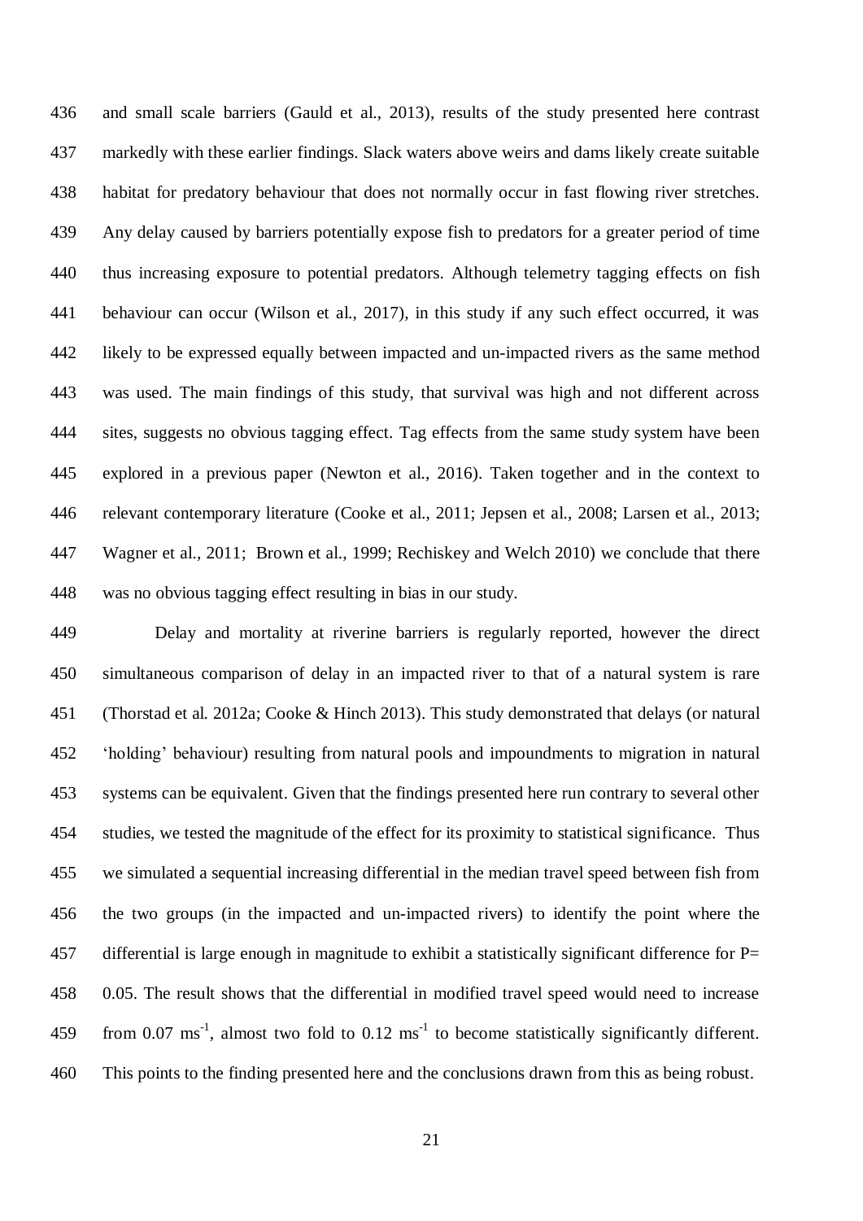and small scale barriers (Gauld et al., 2013), results of the study presented here contrast markedly with these earlier findings. Slack waters above weirs and dams likely create suitable habitat for predatory behaviour that does not normally occur in fast flowing river stretches. Any delay caused by barriers potentially expose fish to predators for a greater period of time thus increasing exposure to potential predators. Although telemetry tagging effects on fish behaviour can occur (Wilson et al., 2017), in this study if any such effect occurred, it was likely to be expressed equally between impacted and un-impacted rivers as the same method was used. The main findings of this study, that survival was high and not different across sites, suggests no obvious tagging effect. Tag effects from the same study system have been explored in a previous paper (Newton et al., 2016). Taken together and in the context to relevant contemporary literature (Cooke et al., 2011; Jepsen et al., 2008; Larsen et al., 2013; Wagner et al., 2011; Brown et al., 1999; Rechiskey and Welch 2010) we conclude that there was no obvious tagging effect resulting in bias in our study.

Delay and mortality at riverine barriers is regularly reported, however the direct simultaneous comparison of delay in an impacted river to that of a natural system is rare (Thorstad et al. 2012a; Cooke & Hinch 2013). This study demonstrated that delays (or natural 'holding' behaviour) resulting from natural pools and impoundments to migration in natural systems can be equivalent. Given that the findings presented here run contrary to several other studies, we tested the magnitude of the effect for its proximity to statistical significance. Thus we simulated a sequential increasing differential in the median travel speed between fish from the two groups (in the impacted and un-impacted rivers) to identify the point where the differential is large enough in magnitude to exhibit a statistically significant difference for $P = 0.05$. The result shows that the differential in modified travel speed would need to increase from 0.07 $ms^{-1}$, almost two fold to 0.12 $ms^{-1}$ to become statistically significantly different. This points to the finding presented here and the conclusions drawn from this as being robust.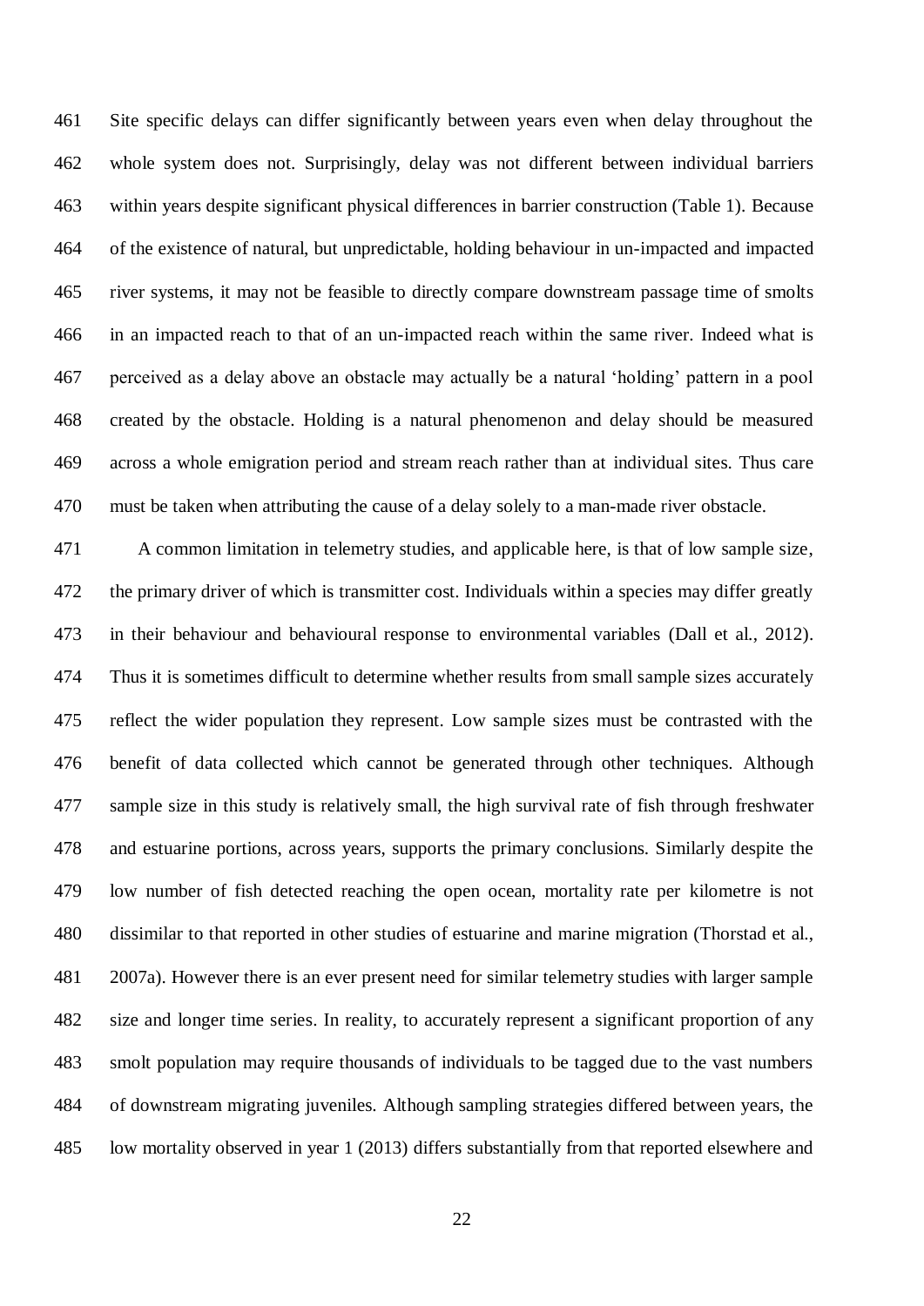Site specific delays can differ significantly between years even when delay throughout the whole system does not. Surprisingly, delay was not different between individual barriers within years despite significant physical differences in barrier construction (Table 1). Because of the existence of natural, but unpredictable, holding behaviour in un-impacted and impacted river systems, it may not be feasible to directly compare downstream passage time of smolts in an impacted reach to that of an un-impacted reach within the same river. Indeed what is perceived as a delay above an obstacle may actually be a natural 'holding' pattern in a pool created by the obstacle. Holding is a natural phenomenon and delay should be measured across a whole emigration period and stream reach rather than at individual sites. Thus care must be taken when attributing the cause of a delay solely to a man-made river obstacle.

A common limitation in telemetry studies, and applicable here, is that of low sample size, the primary driver of which is transmitter cost. Individuals within a species may differ greatly in their behaviour and behavioural response to environmental variables (Dall et al., 2012). Thus it is sometimes difficult to determine whether results from small sample sizes accurately reflect the wider population they represent. Low sample sizes must be contrasted with the benefit of data collected which cannot be generated through other techniques. Although sample size in this study is relatively small, the high survival rate of fish through freshwater and estuarine portions, across years, supports the primary conclusions. Similarly despite the low number of fish detected reaching the open ocean, mortality rate per kilometre is not dissimilar to that reported in other studies of estuarine and marine migration (Thorstad et al., 2007a). However there is an ever present need for similar telemetry studies with larger sample size and longer time series. In reality, to accurately represent a significant proportion of any smolt population may require thousands of individuals to be tagged due to the vast numbers of downstream migrating juveniles. Although sampling strategies differed between years, the low mortality observed in year 1 (2013) differs substantially from that reported elsewhere and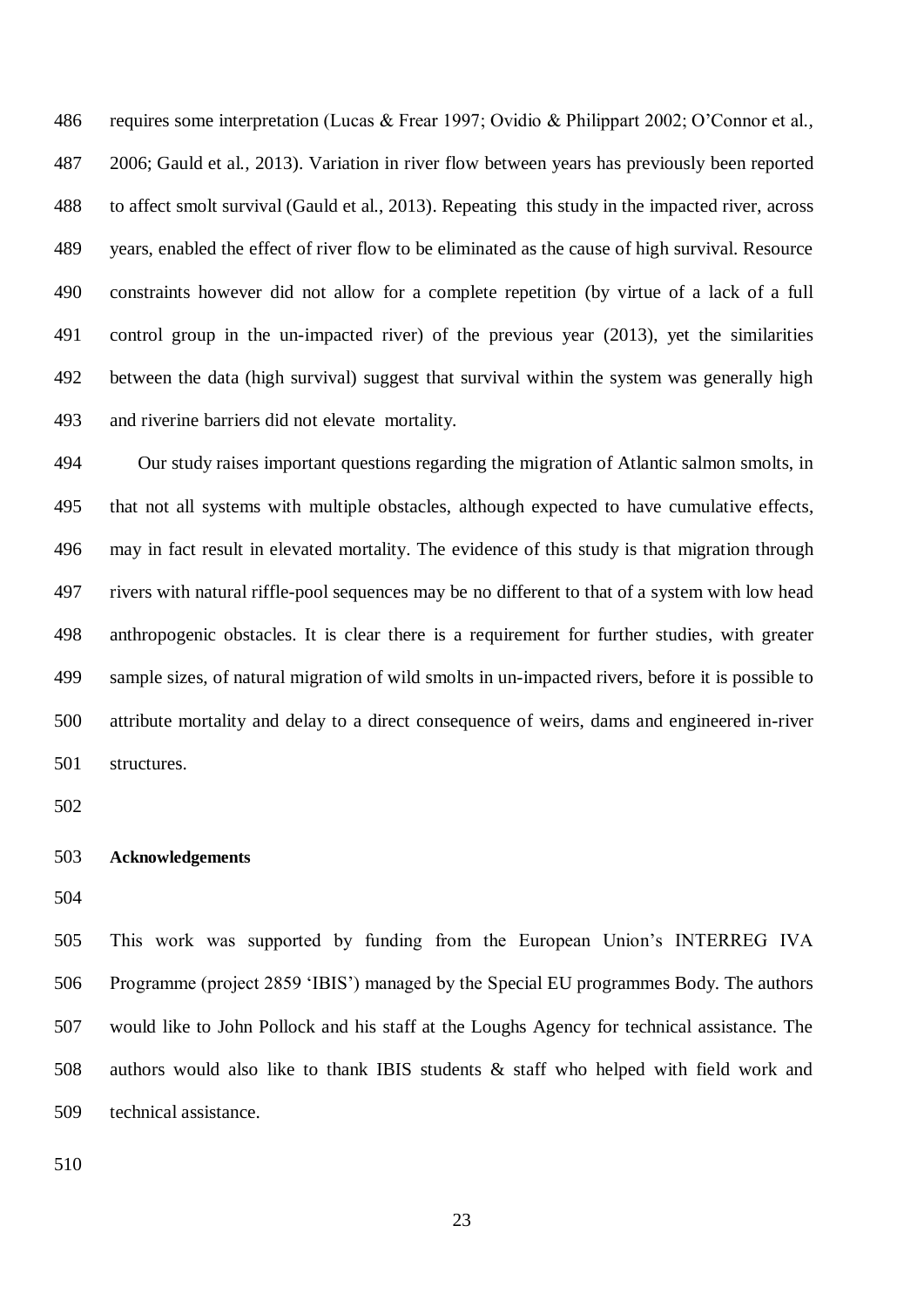requires some interpretation (Lucas & Frear 1997; Ovidio & Philippart 2002; O'Connor et al., 2006; Gauld et al., 2013). Variation in river flow between years has previously been reported to affect smolt survival (Gauld et al., 2013). Repeating this study in the impacted river, across years, enabled the effect of river flow to be eliminated as the cause of high survival. Resource constraints however did not allow for a complete repetition (by virtue of a lack of a full control group in the un-impacted river) of the previous year (2013), yet the similarities between the data (high survival) suggest that survival within the system was generally high and riverine barriers did not elevate mortality.

Our study raises important questions regarding the migration of Atlantic salmon smolts, in that not all systems with multiple obstacles, although expected to have cumulative effects, may in fact result in elevated mortality. The evidence of this study is that migration through rivers with natural riffle-pool sequences may be no different to that of a system with low head anthropogenic obstacles. It is clear there is a requirement for further studies, with greater sample sizes, of natural migration of wild smolts in un-impacted rivers, before it is possible to attribute mortality and delay to a direct consequence of weirs, dams and engineered in-river structures.

## Acknowledgements

This work was supported by funding from the European Union's INTERREG IVA Programme (project 2859 'IBIS') managed by the Special EU programmes Body. The authors would like to John Pollock and his staff at the Loughs Agency for technical assistance. The authors would also like to thank IBIS students & staff who helped with field work and technical assistance.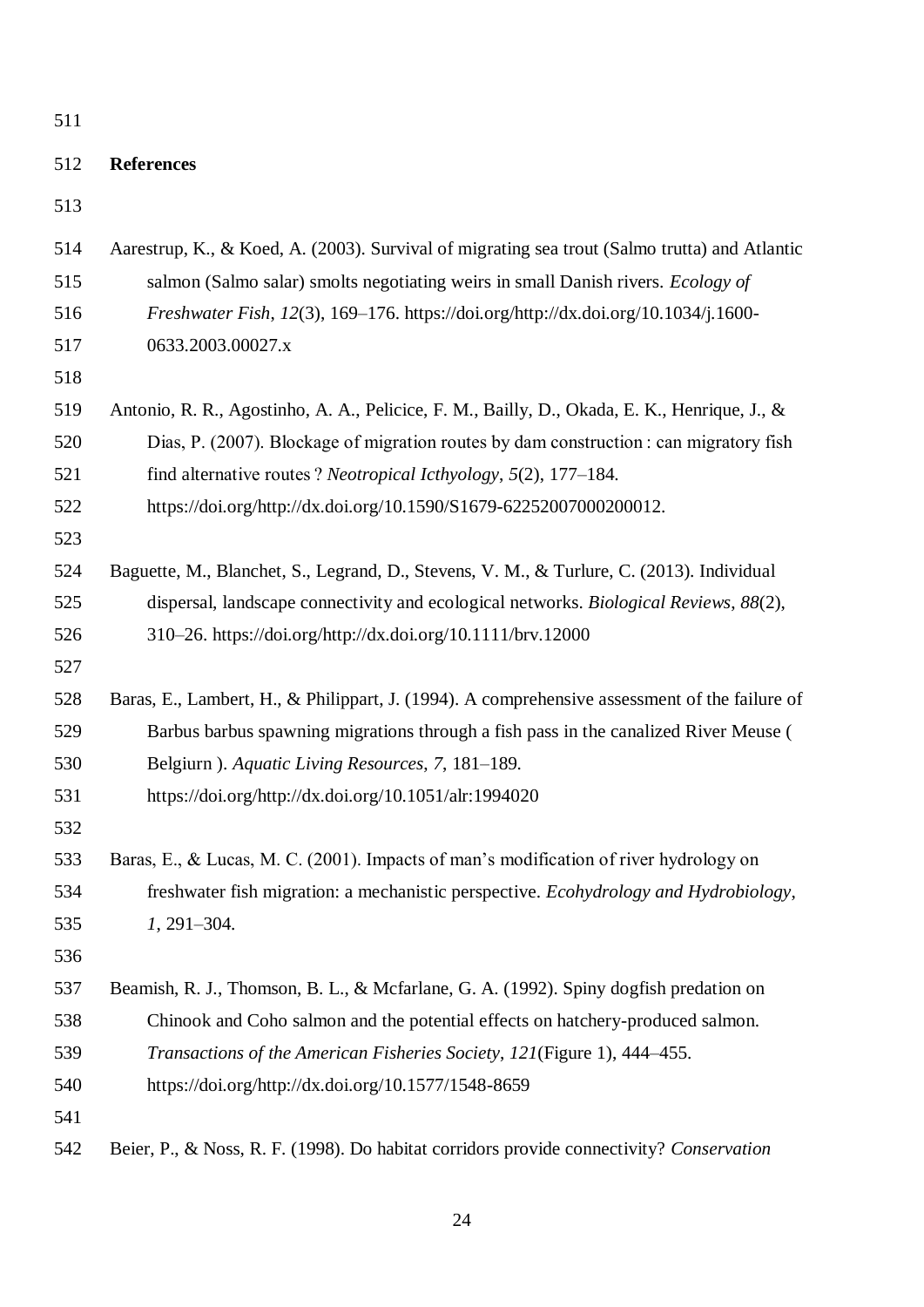## References

Aarestrup, K., & Koed, A. (2003). Survival of migrating sea trout (Salmo trutta) and Atlantic salmon (Salmo salar) smolts negotiating weirs in small Danish rivers. *Ecology of Freshwater Fish*, *12*(3), 169–176. https://doi.org/http://dx.doi.org/10.1034/j.1600-0633.2003.00027.x

Antonio, R. R., Agostinho, A. A., Pelicice, F. M., Bailly, D., Okada, E. K., Henrique, J., & Dias, P. (2007). Blockage of migration routes by dam construction : can migratory fish find alternative routes ? *Neotropical Icthyology*, *5*(2), 177–184. https://doi.org/http://dx.doi.org/10.1590/S1679-62252007000200012.

Baguette, M., Blanchet, S., Legrand, D., Stevens, V. M., & Turlure, C. (2013). Individual dispersal, landscape connectivity and ecological networks. *Biological Reviews*, *88*(2), 310–26. https://doi.org/http://dx.doi.org/10.1111/brv.12000

Baras, E., Lambert, H., & Philippart, J. (1994). A comprehensive assessment of the failure of Barbus barbus spawning migrations through a fish pass in the canalized River Meuse ( Belgiurn ). *Aquatic Living Resources*, *7*, 181–189. https://doi.org/http://dx.doi.org/10.1051/alr:1994020

Baras, E., & Lucas, M. C. (2001). Impacts of man's modification of river hydrology on freshwater fish migration: a mechanistic perspective. *Ecohydrology and Hydrobiology*, *1*, 291–304.

Beamish, R. J., Thomson, B. L., & Mcfarlane, G. A. (1992). Spiny dogfish predation on Chinook and Coho salmon and the potential effects on hatchery-produced salmon. *Transactions of the American Fisheries Society*, *121*(Figure 1), 444–455. https://doi.org/http://dx.doi.org/10.1577/1548-8659

Beier, P., & Noss, R. F. (1998). Do habitat corridors provide connectivity? *Conservation*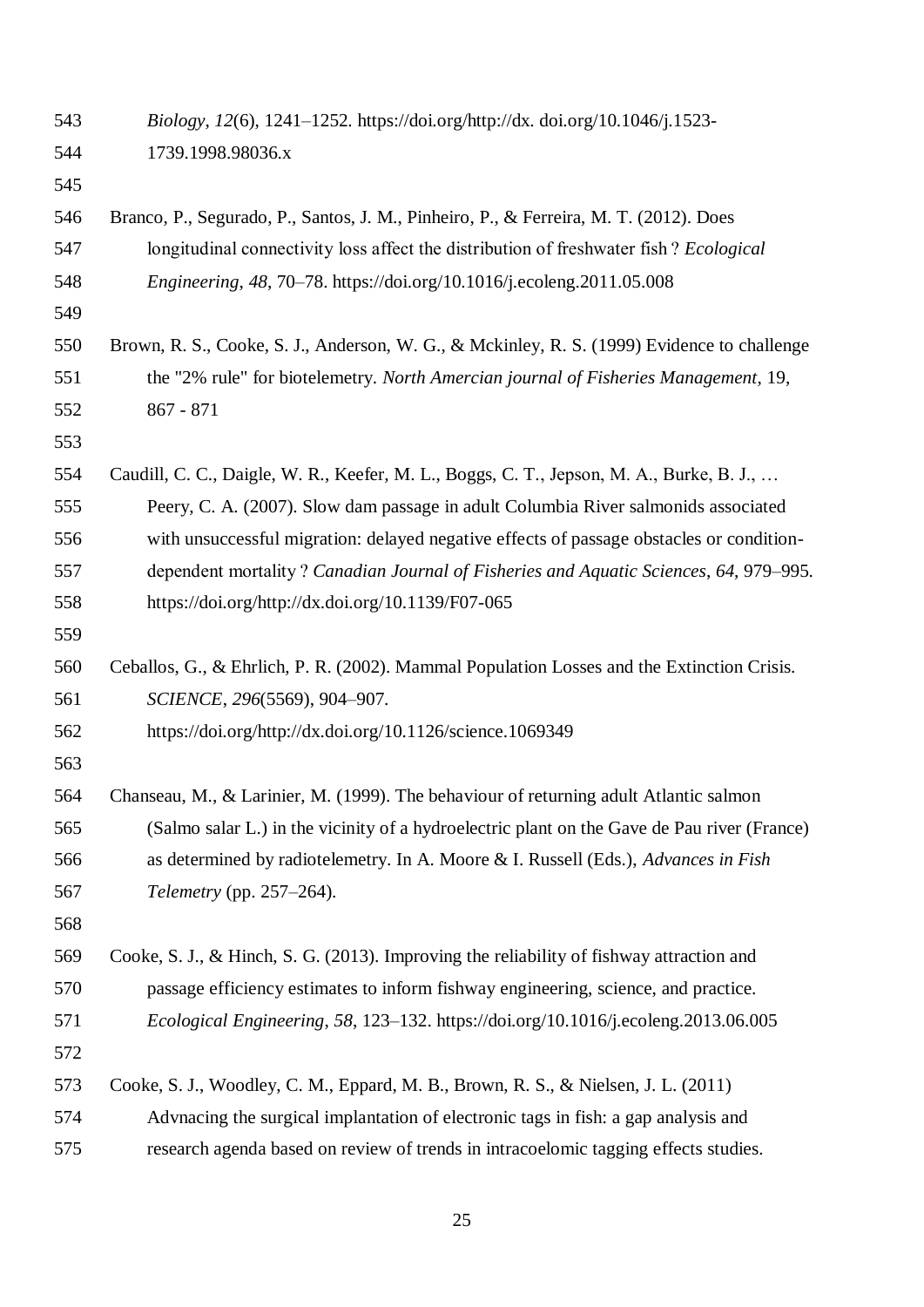*Biology*, *12*(6), 1241–1252. https://doi.org/http://dx. doi.org/10.1046/j.1523-1739.1998.98036.x

Branco, P., Segurado, P., Santos, J. M., Pinheiro, P., & Ferreira, M. T. (2012). Does longitudinal connectivity loss affect the distribution of freshwater fish ? *Ecological Engineering*, *48*, 70–78. https://doi.org/10.1016/j.ecoleng.2011.05.008

Brown, R. S., Cooke, S. J., Anderson, W. G., & Mckinley, R. S. (1999) Evidence to challenge the "2% rule" for biotelemetry. *North Amercian journal of Fisheries Management*, 19, 867 - 871

Caudill, C. C., Daigle, W. R., Keefer, M. L., Boggs, C. T., Jepson, M. A., Burke, B. J., … Peery, C. A. (2007). Slow dam passage in adult Columbia River salmonids associated with unsuccessful migration: delayed negative effects of passage obstacles or condition-dependent mortality ? *Canadian Journal of Fisheries and Aquatic Sciences*, *64*, 979–995. https://doi.org/http://dx.doi.org/10.1139/F07-065

Ceballos, G., & Ehrlich, P. R. (2002). Mammal Population Losses and the Extinction Crisis. *SCIENCE*, *296*(5569), 904–907. https://doi.org/http://dx.doi.org/10.1126/science.1069349

Chanseau, M., & Larinier, M. (1999). The behaviour of returning adult Atlantic salmon (Salmo salar L.) in the vicinity of a hydroelectric plant on the Gave de Pau river (France) as determined by radiotelemetry. In A. Moore & I. Russell (Eds.), *Advances in Fish Telemetry* (pp. 257–264).

Cooke, S. J., & Hinch, S. G. (2013). Improving the reliability of fishway attraction and passage efficiency estimates to inform fishway engineering, science, and practice. *Ecological Engineering*, *58*, 123–132. https://doi.org/10.1016/j.ecoleng.2013.06.005

Cooke, S. J., Woodley, C. M., Eppard, M. B., Brown, R. S., & Nielsen, J. L. (2011) Advnacing the surgical implantation of electronic tags in fish: a gap analysis and research agenda based on review of trends in intracoelomic tagging effects studies.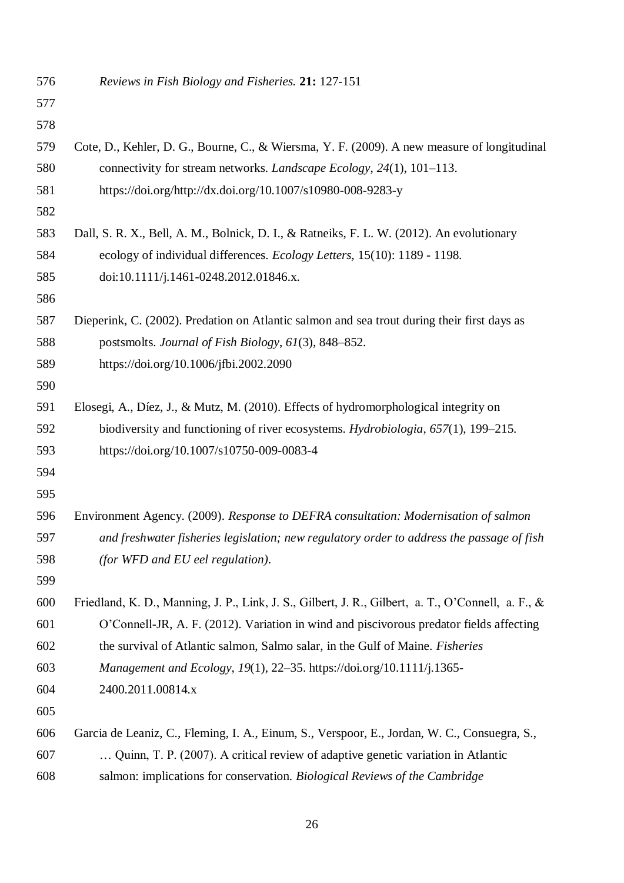*Reviews in Fish Biology and Fisheries.* **21:** 127-151

Cote, D., Kehler, D. G., Bourne, C., & Wiersma, Y. F. (2009). A new measure of longitudinal connectivity for stream networks. *Landscape Ecology*, *24*(1), 101–113. https://doi.org/http://dx.doi.org/10.1007/s10980-008-9283-y

Dall, S. R. X., Bell, A. M., Bolnick, D. I., & Ratneiks, F. L. W. (2012). An evolutionary ecology of individual differences. *Ecology Letters,* 15(10): 1189 - 1198. doi:10.1111/j.1461-0248.2012.01846.x.

Dieperink, C. (2002). Predation on Atlantic salmon and sea trout during their first days as postsmolts. *Journal of Fish Biology*, *61*(3), 848–852. https://doi.org/10.1006/jfbi.2002.2090

Elosegi, A., Díez, J., & Mutz, M. (2010). Effects of hydromorphological integrity on biodiversity and functioning of river ecosystems. *Hydrobiologia*, *657*(1), 199–215. https://doi.org/10.1007/s10750-009-0083-4

Environment Agency. (2009). *Response to DEFRA consultation: Modernisation of salmon and freshwater fisheries legislation; new regulatory order to address the passage of fish (for WFD and EU eel regulation)*.

Friedland, K. D., Manning, J. P., Link, J. S., Gilbert, J. R., Gilbert, a. T., O'Connell, a. F., & O'Connell-JR, A. F. (2012). Variation in wind and piscivorous predator fields affecting the survival of Atlantic salmon, Salmo salar, in the Gulf of Maine. *Fisheries Management and Ecology*, *19*(1), 22–35. https://doi.org/10.1111/j.1365-2400.2011.00814.x

Garcia de Leaniz, C., Fleming, I. A., Einum, S., Verspoor, E., Jordan, W. C., Consuegra, S., … Quinn, T. P. (2007). A critical review of adaptive genetic variation in Atlantic salmon: implications for conservation. *Biological Reviews of the Cambridge*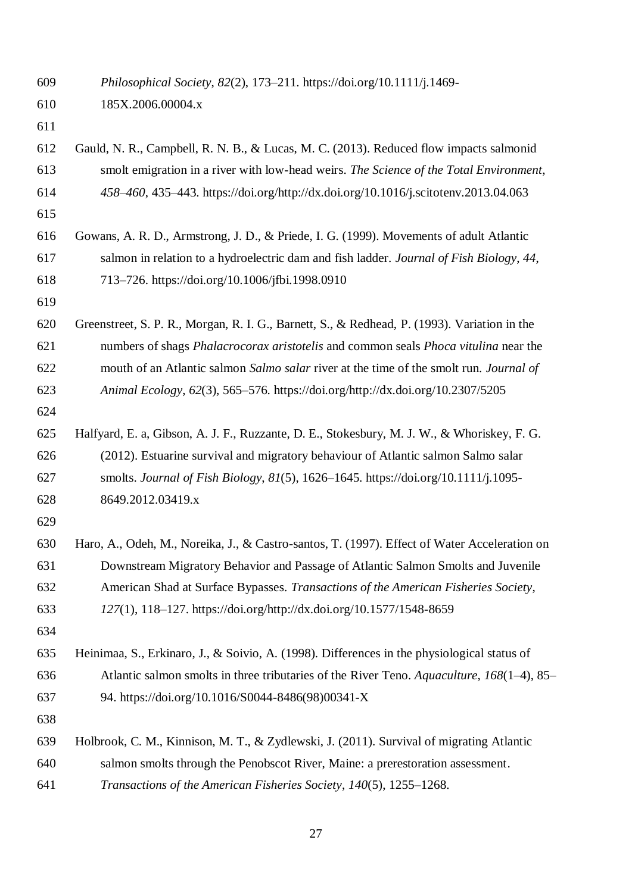*Philosophical Society*, *82*(2), 173–211. https://doi.org/10.1111/j.1469-185X.2006.00004.x

Gauld, N. R., Campbell, R. N. B., & Lucas, M. C. (2013). Reduced flow impacts salmonid smolt emigration in a river with low-head weirs. *The Science of the Total Environment*, *458–460*, 435–443. https://doi.org/http://dx.doi.org/10.1016/j.scitotenv.2013.04.063

Gowans, A. R. D., Armstrong, J. D., & Priede, I. G. (1999). Movements of adult Atlantic salmon in relation to a hydroelectric dam and fish ladder. *Journal of Fish Biology*, *44*, 713–726. https://doi.org/10.1006/jfbi.1998.0910

Greenstreet, S. P. R., Morgan, R. I. G., Barnett, S., & Redhead, P. (1993). Variation in the numbers of shags *Phalacrocorax aristotelis* and common seals *Phoca vitulina* near the mouth of an Atlantic salmon *Salmo salar* river at the time of the smolt run. *Journal of Animal Ecology*, *62*(3), 565–576. https://doi.org/http://dx.doi.org/10.2307/5205

Halfyard, E. a, Gibson, A. J. F., Ruzzante, D. E., Stokesbury, M. J. W., & Whoriskey, F. G. (2012). Estuarine survival and migratory behaviour of Atlantic salmon Salmo salar smolts. *Journal of Fish Biology*, *81*(5), 1626–1645. https://doi.org/10.1111/j.1095-8649.2012.03419.x

Haro, A., Odeh, M., Noreika, J., & Castro-santos, T. (1997). Effect of Water Acceleration on Downstream Migratory Behavior and Passage of Atlantic Salmon Smolts and Juvenile American Shad at Surface Bypasses. *Transactions of the American Fisheries Society*, *127*(1), 118–127. https://doi.org/http://dx.doi.org/10.1577/1548-8659

Heinimaa, S., Erkinaro, J., & Soivio, A. (1998). Differences in the physiological status of Atlantic salmon smolts in three tributaries of the River Teno. *Aquaculture*, *168*(1–4), 85–94. https://doi.org/10.1016/S0044-8486(98)00341-X

Holbrook, C. M., Kinnison, M. T., & Zydlewski, J. (2011). Survival of migrating Atlantic salmon smolts through the Penobscot River, Maine: a prerestoration assessment. *Transactions of the American Fisheries Society*, *140*(5), 1255–1268.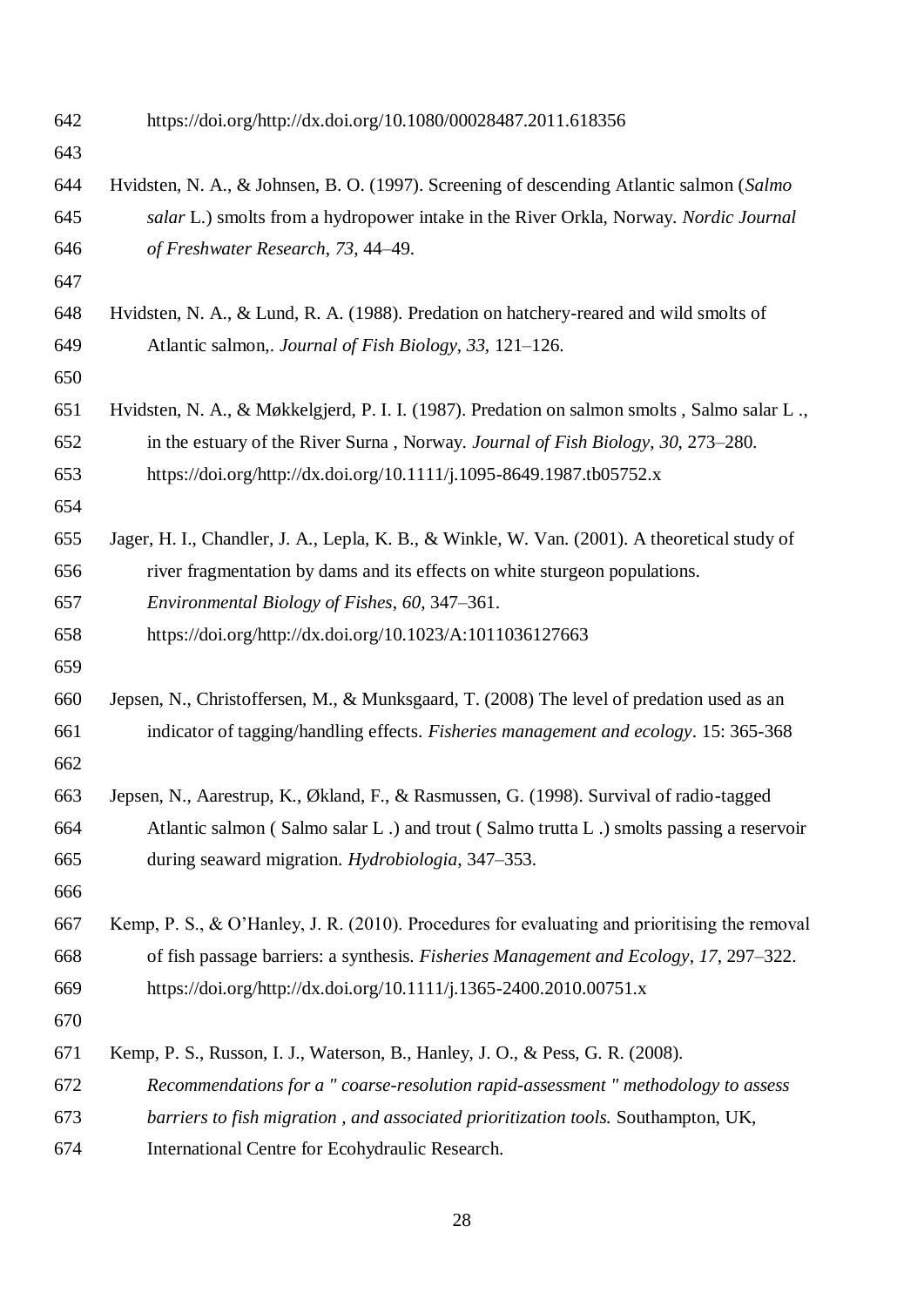https://doi.org/http://dx.doi.org/10.1080/00028487.2011.618356

Hvidsten, N. A., & Johnsen, B. O. (1997). Screening of descending Atlantic salmon (*Salmo salar* L.) smolts from a hydropower intake in the River Orkla, Norway. *Nordic Journal of Freshwater Research*, *73*, 44–49.

Hvidsten, N. A., & Lund, R. A. (1988). Predation on hatchery-reared and wild smolts of Atlantic salmon,. *Journal of Fish Biology*, *33*, 121–126.

Hvidsten, N. A., & Møkkelgjerd, P. I. I. (1987). Predation on salmon smolts , Salmo salar L ., in the estuary of the River Surna , Norway. *Journal of Fish Biology*, *30*, 273–280. https://doi.org/http://dx.doi.org/10.1111/j.1095-8649.1987.tb05752.x

Jager, H. I., Chandler, J. A., Lepla, K. B., & Winkle, W. Van. (2001). A theoretical study of river fragmentation by dams and its effects on white sturgeon populations. *Environmental Biology of Fishes*, *60*, 347–361. https://doi.org/http://dx.doi.org/10.1023/A:1011036127663

Jepsen, N., Christoffersen, M., & Munksgaard, T. (2008) The level of predation used as an indicator of tagging/handling effects. *Fisheries management and ecology*. 15: 365-368

Jepsen, N., Aarestrup, K., Økland, F., & Rasmussen, G. (1998). Survival of radio-tagged Atlantic salmon ( Salmo salar L .) and trout ( Salmo trutta L .) smolts passing a reservoir during seaward migration. *Hydrobiologia*, 347–353.

Kemp, P. S., & O'Hanley, J. R. (2010). Procedures for evaluating and prioritising the removal of fish passage barriers: a synthesis. *Fisheries Management and Ecology*, *17*, 297–322. https://doi.org/http://dx.doi.org/10.1111/j.1365-2400.2010.00751.x

Kemp, P. S., Russon, I. J., Waterson, B., Hanley, J. O., & Pess, G. R. (2008). *Recommendations for a " coarse-resolution rapid-assessment " methodology to assess barriers to fish migration , and associated prioritization tools.* Southampton, UK, International Centre for Ecohydraulic Research.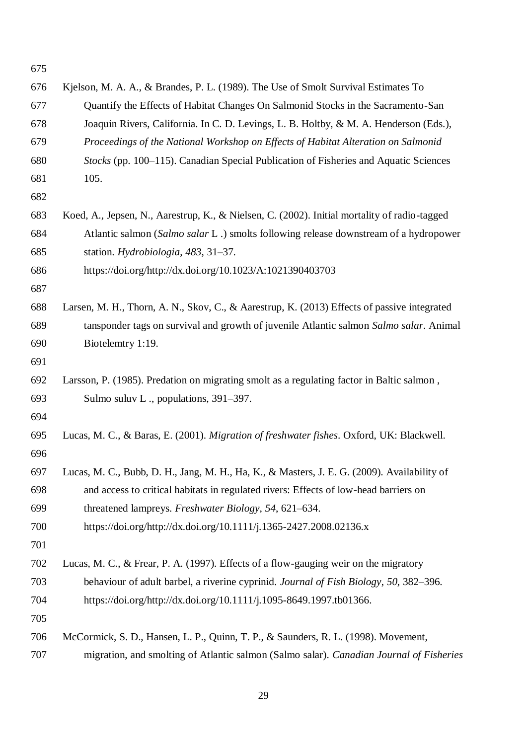Kjelson, M. A. A., & Brandes, P. L. (1989). The Use of Smolt Survival Estimates To Quantify the Effects of Habitat Changes On Salmonid Stocks in the Sacramento-San Joaquin Rivers, California. In C. D. Levings, L. B. Holtby, & M. A. Henderson (Eds.), *Proceedings of the National Workshop on Effects of Habitat Alteration on Salmonid Stocks* (pp. 100–115). Canadian Special Publication of Fisheries and Aquatic Sciences 105.

Koed, A., Jepsen, N., Aarestrup, K., & Nielsen, C. (2002). Initial mortality of radio-tagged Atlantic salmon (*Salmo salar* L .) smolts following release downstream of a hydropower station. *Hydrobiologia*, *483*, 31–37. https://doi.org/http://dx.doi.org/10.1023/A:1021390403703

Larsen, M. H., Thorn, A. N., Skov, C., & Aarestrup, K. (2013) Effects of passive integrated tansponder tags on survival and growth of juvenile Atlantic salmon *Salmo salar*. Animal Biotelemtry 1:19.

Larsson, P. (1985). Predation on migrating smolt as a regulating factor in Baltic salmon , Sulmo suluv L ., populations, 391–397.

Lucas, M. C., & Baras, E. (2001). *Migration of freshwater fishes*. Oxford, UK: Blackwell.

Lucas, M. C., Bubb, D. H., Jang, M. H., Ha, K., & Masters, J. E. G. (2009). Availability of and access to critical habitats in regulated rivers: Effects of low-head barriers on threatened lampreys. *Freshwater Biology*, *54*, 621–634. https://doi.org/http://dx.doi.org/10.1111/j.1365-2427.2008.02136.x

Lucas, M. C., & Frear, P. A. (1997). Effects of a flow-gauging weir on the migratory behaviour of adult barbel, a riverine cyprinid. *Journal of Fish Biology*, *50*, 382–396. https://doi.org/http://dx.doi.org/10.1111/j.1095-8649.1997.tb01366.

McCormick, S. D., Hansen, L. P., Quinn, T. P., & Saunders, R. L. (1998). Movement, migration, and smolting of Atlantic salmon (Salmo salar). *Canadian Journal of Fisheries*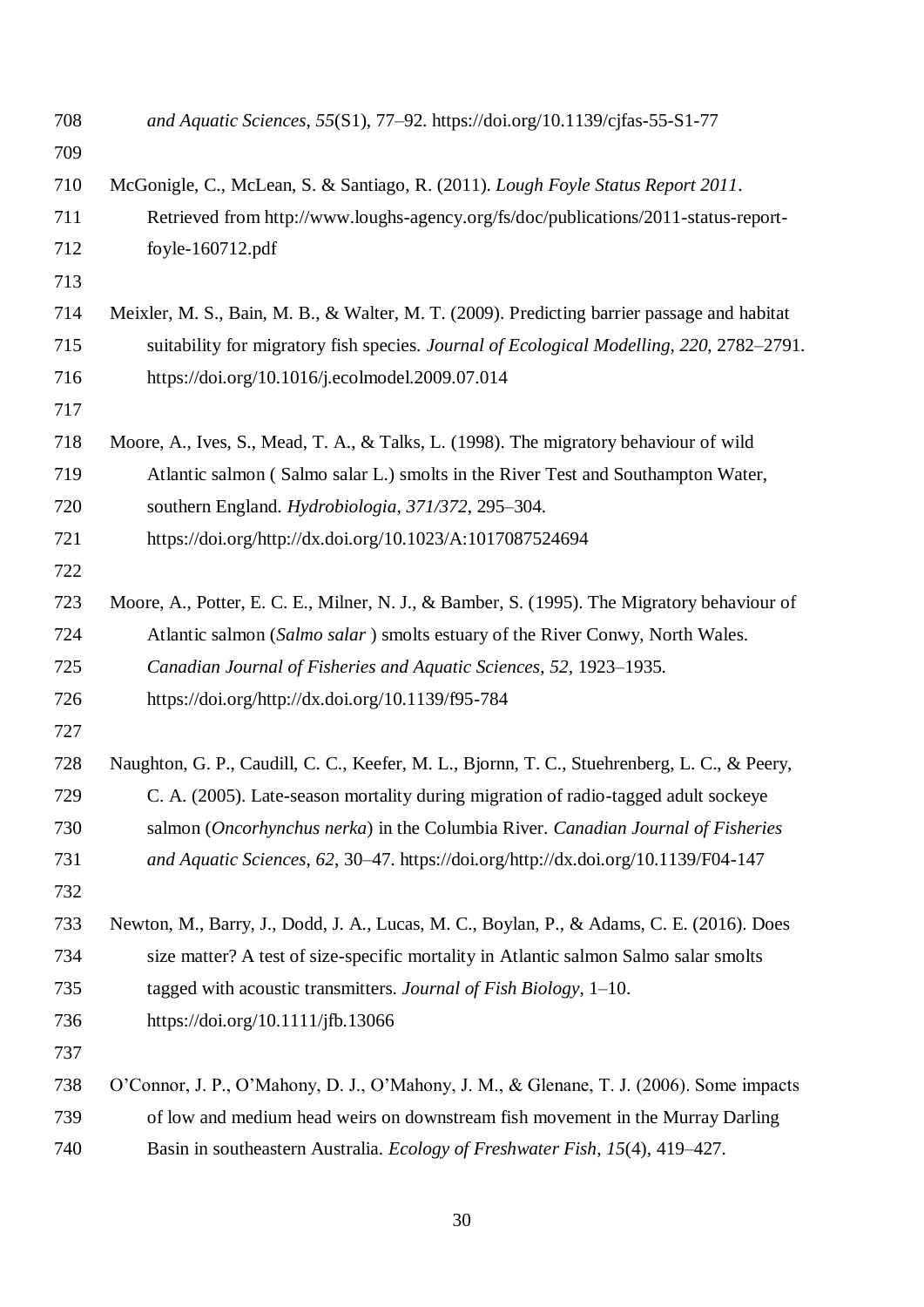*and Aquatic Sciences*, *55*(S1), 77–92. https://doi.org/10.1139/cjfas-55-S1-77

McGonigle, C., McLean, S. & Santiago, R. (2011). *Lough Foyle Status Report 2011*. Retrieved from http://www.loughs-agency.org/fs/doc/publications/2011-status-report-foyle-160712.pdf

Meixler, M. S., Bain, M. B., & Walter, M. T. (2009). Predicting barrier passage and habitat suitability for migratory fish species. *Journal of Ecological Modelling*, *220*, 2782–2791. https://doi.org/10.1016/j.ecolmodel.2009.07.014

Moore, A., Ives, S., Mead, T. A., & Talks, L. (1998). The migratory behaviour of wild Atlantic salmon ( Salmo salar L.) smolts in the River Test and Southampton Water, southern England. *Hydrobiologia*, *371/372*, 295–304. https://doi.org/http://dx.doi.org/10.1023/A:1017087524694

Moore, A., Potter, E. C. E., Milner, N. J., & Bamber, S. (1995). The Migratory behaviour of Atlantic salmon (*Salmo salar* ) smolts estuary of the River Conwy, North Wales. *Canadian Journal of Fisheries and Aquatic Sciences*, *52*, 1923–1935. https://doi.org/http://dx.doi.org/10.1139/f95-784

Naughton, G. P., Caudill, C. C., Keefer, M. L., Bjornn, T. C., Stuehrenberg, L. C., & Peery, C. A. (2005). Late-season mortality during migration of radio-tagged adult sockeye salmon (*Oncorhynchus nerka*) in the Columbia River. *Canadian Journal of Fisheries and Aquatic Sciences*, *62*, 30–47. https://doi.org/http://dx.doi.org/10.1139/F04-147

Newton, M., Barry, J., Dodd, J. A., Lucas, M. C., Boylan, P., & Adams, C. E. (2016). Does size matter? A test of size-specific mortality in Atlantic salmon Salmo salar smolts tagged with acoustic transmitters. *Journal of Fish Biology*, 1–10. https://doi.org/10.1111/jfb.13066

O'Connor, J. P., O'Mahony, D. J., O'Mahony, J. M., & Glenane, T. J. (2006). Some impacts of low and medium head weirs on downstream fish movement in the Murray Darling Basin in southeastern Australia. *Ecology of Freshwater Fish*, *15*(4), 419–427.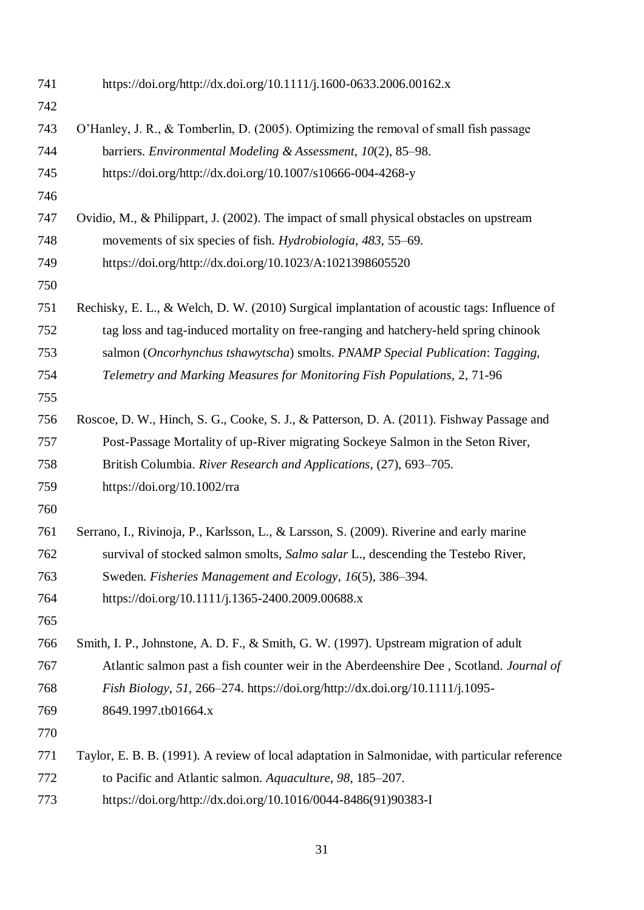https://doi.org/http://dx.doi.org/10.1111/j.1600-0633.2006.00162.x

O'Hanley, J. R., & Tomberlin, D. (2005). Optimizing the removal of small fish passage barriers. *Environmental Modeling & Assessment*, *10*(2), 85–98. https://doi.org/http://dx.doi.org/10.1007/s10666-004-4268-y

Ovidio, M., & Philippart, J. (2002). The impact of small physical obstacles on upstream movements of six species of fish. *Hydrobiologia*, *483*, 55–69. https://doi.org/http://dx.doi.org/10.1023/A:1021398605520

Rechisky, E. L., & Welch, D. W. (2010) Surgical implantation of acoustic tags: Influence of tag loss and tag-induced mortality on free-ranging and hatchery-held spring chinook salmon (*Oncorhynchus tshawytscha*) smolts. *PNAMP Special Publication*: *Tagging, Telemetry and Marking Measures for Monitoring Fish Populations,* 2, 71-96

Roscoe, D. W., Hinch, S. G., Cooke, S. J., & Patterson, D. A. (2011). Fishway Passage and Post-Passage Mortality of up-River migrating Sockeye Salmon in the Seton River, British Columbia. *River Research and Applications*, (27), 693–705. https://doi.org/10.1002/rra

Serrano, I., Rivinoja, P., Karlsson, L., & Larsson, S. (2009). Riverine and early marine survival of stocked salmon smolts, *Salmo salar* L., descending the Testebo River, Sweden. *Fisheries Management and Ecology*, *16*(5), 386–394. https://doi.org/10.1111/j.1365-2400.2009.00688.x

Smith, I. P., Johnstone, A. D. F., & Smith, G. W. (1997). Upstream migration of adult Atlantic salmon past a fish counter weir in the Aberdeenshire Dee , Scotland. *Journal of Fish Biology*, *51*, 266–274. https://doi.org/http://dx.doi.org/10.1111/j.1095-8649.1997.tb01664.x

Taylor, E. B. B. (1991). A review of local adaptation in Salmonidae, with particular reference to Pacific and Atlantic salmon. *Aquaculture*, *98*, 185–207. https://doi.org/http://dx.doi.org/10.1016/0044-8486(91)90383-I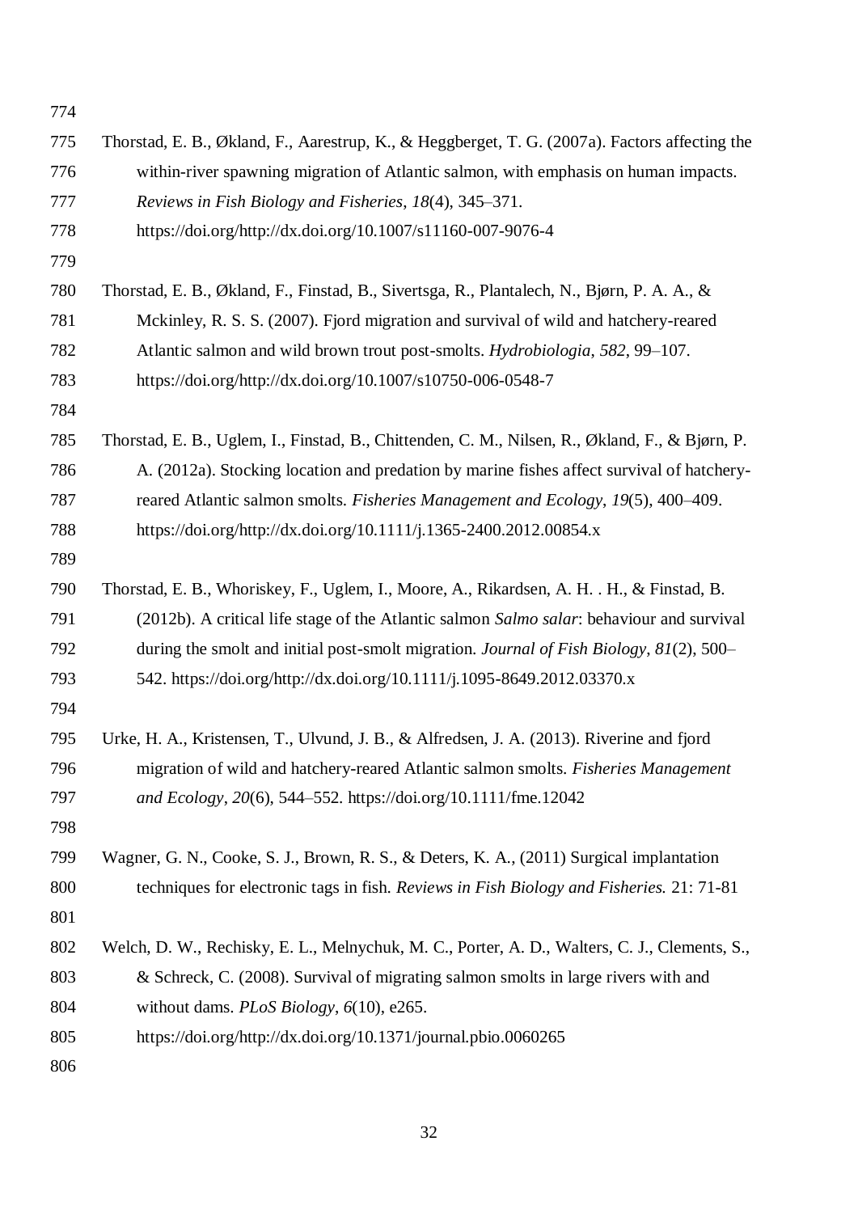Thorstad, E. B., Økland, F., Aarestrup, K., & Heggberget, T. G. (2007a). Factors affecting the within-river spawning migration of Atlantic salmon, with emphasis on human impacts. *Reviews in Fish Biology and Fisheries*, *18*(4), 345–371. https://doi.org/http://dx.doi.org/10.1007/s11160-007-9076-4

Thorstad, E. B., Økland, F., Finstad, B., Sivertsga, R., Plantalech, N., Bjørn, P. A. A., & Mckinley, R. S. S. (2007). Fjord migration and survival of wild and hatchery-reared Atlantic salmon and wild brown trout post-smolts. *Hydrobiologia*, *582*, 99–107. https://doi.org/http://dx.doi.org/10.1007/s10750-006-0548-7

Thorstad, E. B., Uglem, I., Finstad, B., Chittenden, C. M., Nilsen, R., Økland, F., & Bjørn, P. A. (2012a). Stocking location and predation by marine fishes affect survival of hatchery-reared Atlantic salmon smolts. *Fisheries Management and Ecology*, *19*(5), 400–409. https://doi.org/http://dx.doi.org/10.1111/j.1365-2400.2012.00854.x

Thorstad, E. B., Whoriskey, F., Uglem, I., Moore, A., Rikardsen, A. H. . H., & Finstad, B. (2012b). A critical life stage of the Atlantic salmon *Salmo salar*: behaviour and survival during the smolt and initial post-smolt migration. *Journal of Fish Biology*, *81*(2), 500–542. https://doi.org/http://dx.doi.org/10.1111/j.1095-8649.2012.03370.x

Urke, H. A., Kristensen, T., Ulvund, J. B., & Alfredsen, J. A. (2013). Riverine and fjord migration of wild and hatchery-reared Atlantic salmon smolts. *Fisheries Management and Ecology*, *20*(6), 544–552. https://doi.org/10.1111/fme.12042

Wagner, G. N., Cooke, S. J., Brown, R. S., & Deters, K. A., (2011) Surgical implantation techniques for electronic tags in fish. *Reviews in Fish Biology and Fisheries.* 21: 71-81

Welch, D. W., Rechisky, E. L., Melnychuk, M. C., Porter, A. D., Walters, C. J., Clements, S., & Schreck, C. (2008). Survival of migrating salmon smolts in large rivers with and without dams. *PLoS Biology*, *6*(10), e265. https://doi.org/http://dx.doi.org/10.1371/journal.pbio.0060265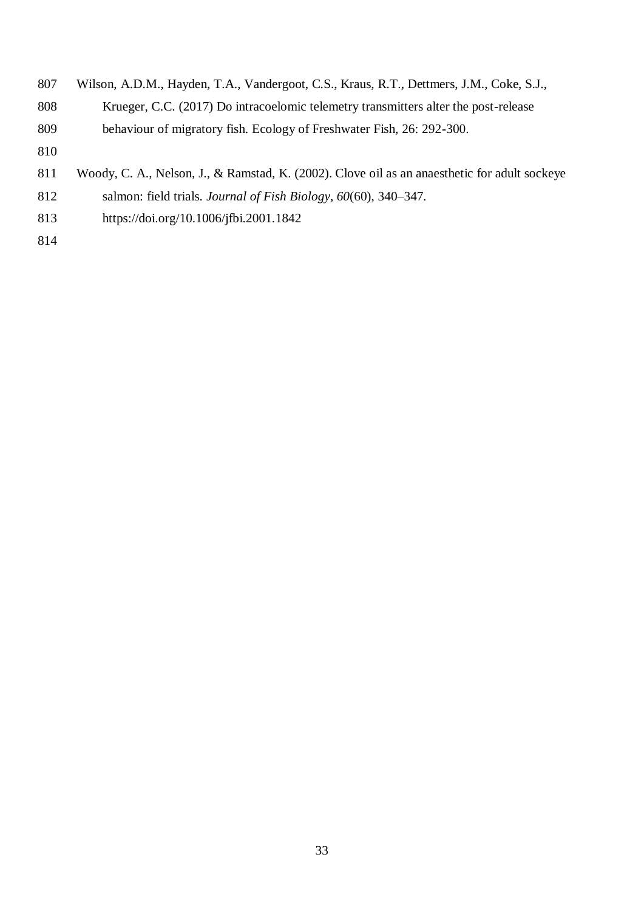Wilson, A.D.M., Hayden, T.A., Vandergoot, C.S., Kraus, R.T., Dettmers, J.M., Coke, S.J., Krueger, C.C. (2017) Do intracoelomic telemetry transmitters alter the post-release behaviour of migratory fish. Ecology of Freshwater Fish, 26: 292-300.

Woody, C. A., Nelson, J., & Ramstad, K. (2002). Clove oil as an anaesthetic for adult sockeye salmon: field trials. *Journal of Fish Biology*, *60*(60), 340–347. https://doi.org/10.1006/jfbi.2001.1842